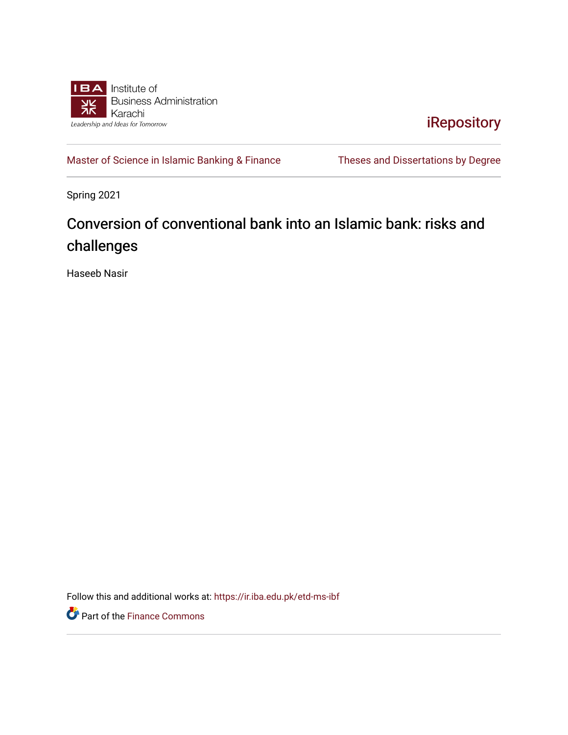IBA Institute of Business Administration Karachi

*Leadership and Ideas for Tomorrow*

iRepository

Master of Science in Islamic Banking & Finance | Theses and Dissertations by Degree

Spring 2021

# Conversion of conventional bank into an Islamic bank: risks and challenges

Haseeb Nasir

Follow this and additional works at: https://ir.iba.edu.pk/etd-ms-ibf

Part of the Finance Commons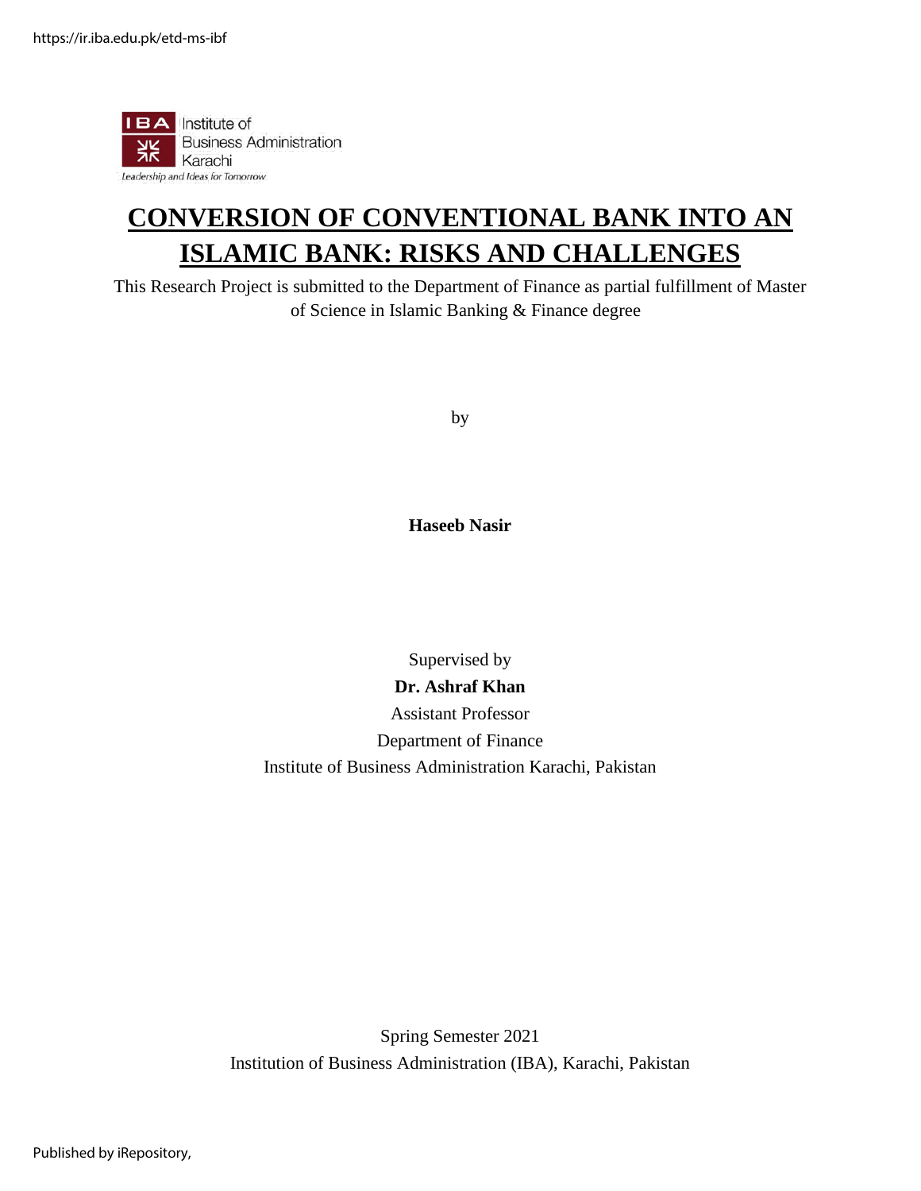# CONVERSION OF CONVENTIONAL BANK INTO AN ISLAMIC BANK: RISKS AND CHALLENGES

This Research Project is submitted to the Department of Finance as partial fulfillment of Master of Science in Islamic Banking & Finance degree

by

**Haseeb Nasir**

Supervised by

**Dr. Ashraf Khan**

Assistant Professor

Department of Finance

Institute of Business Administration Karachi, Pakistan

Spring Semester 2021

Institution of Business Administration (IBA), Karachi, Pakistan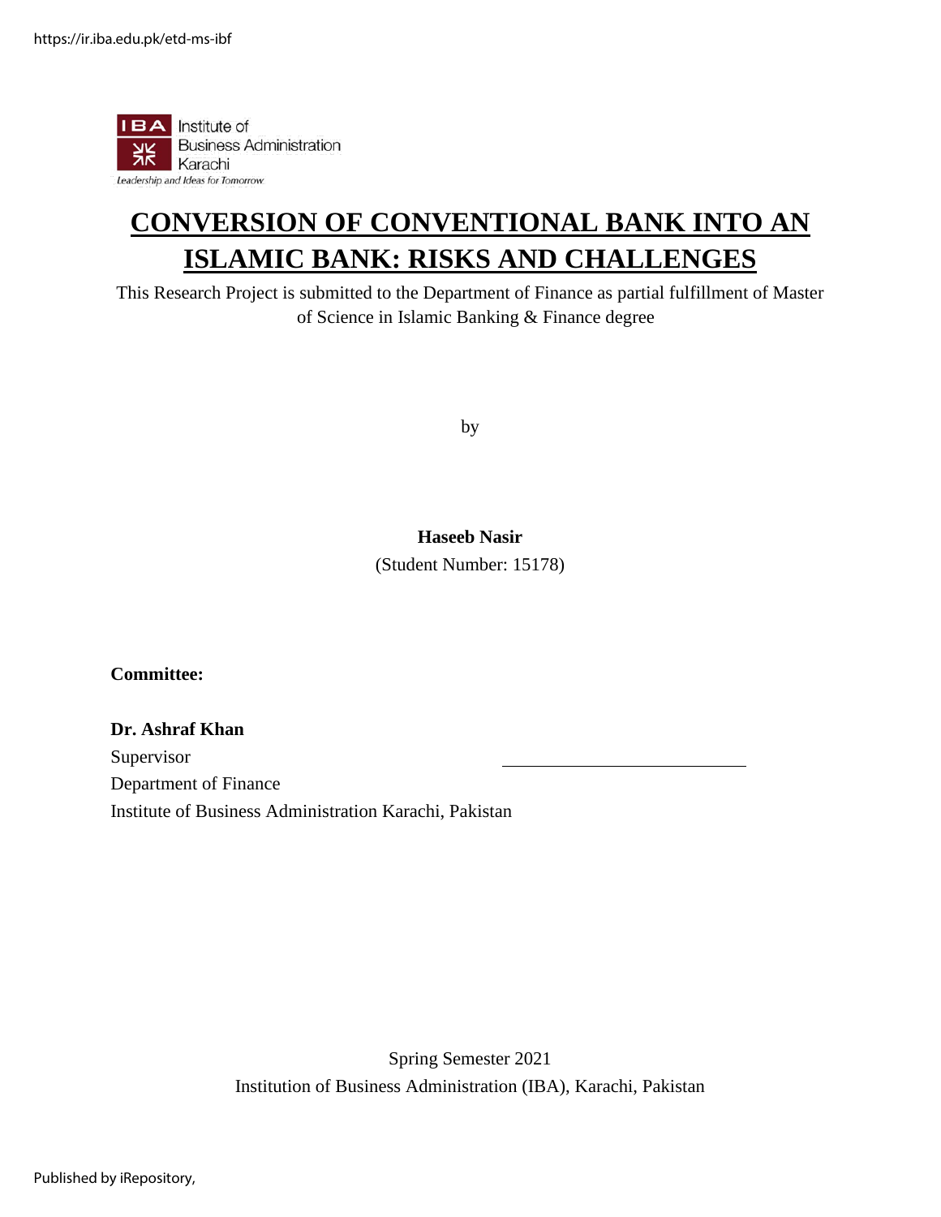# CONVERSION OF CONVENTIONAL BANK INTO AN ISLAMIC BANK: RISKS AND CHALLENGES

This Research Project is submitted to the Department of Finance as partial fulfillment of Master of Science in Islamic Banking & Finance degree

by

**Haseeb Nasir**

(Student Number: 15178)

**Committee:**

**Dr. Ashraf Khan**

Supervisor

Department of Finance

Institute of Business Administration Karachi, Pakistan

Spring Semester 2021

Institution of Business Administration (IBA), Karachi, Pakistan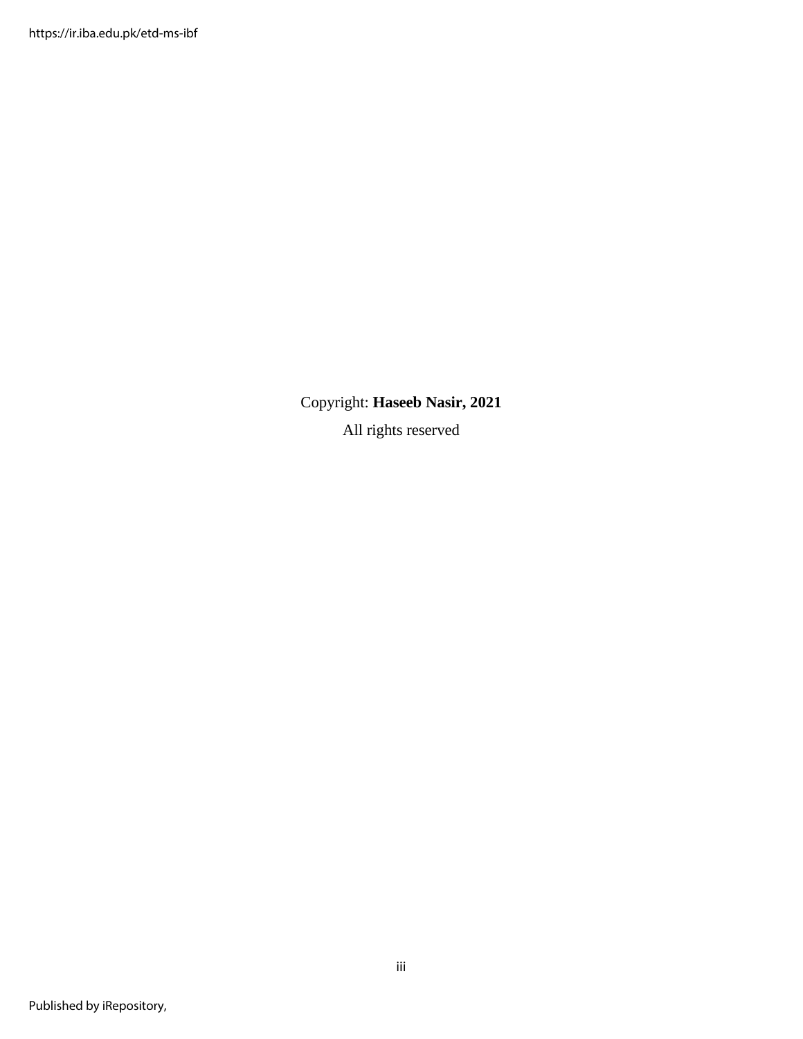Copyright: **Haseeb Nasir, 2021**

All rights reserved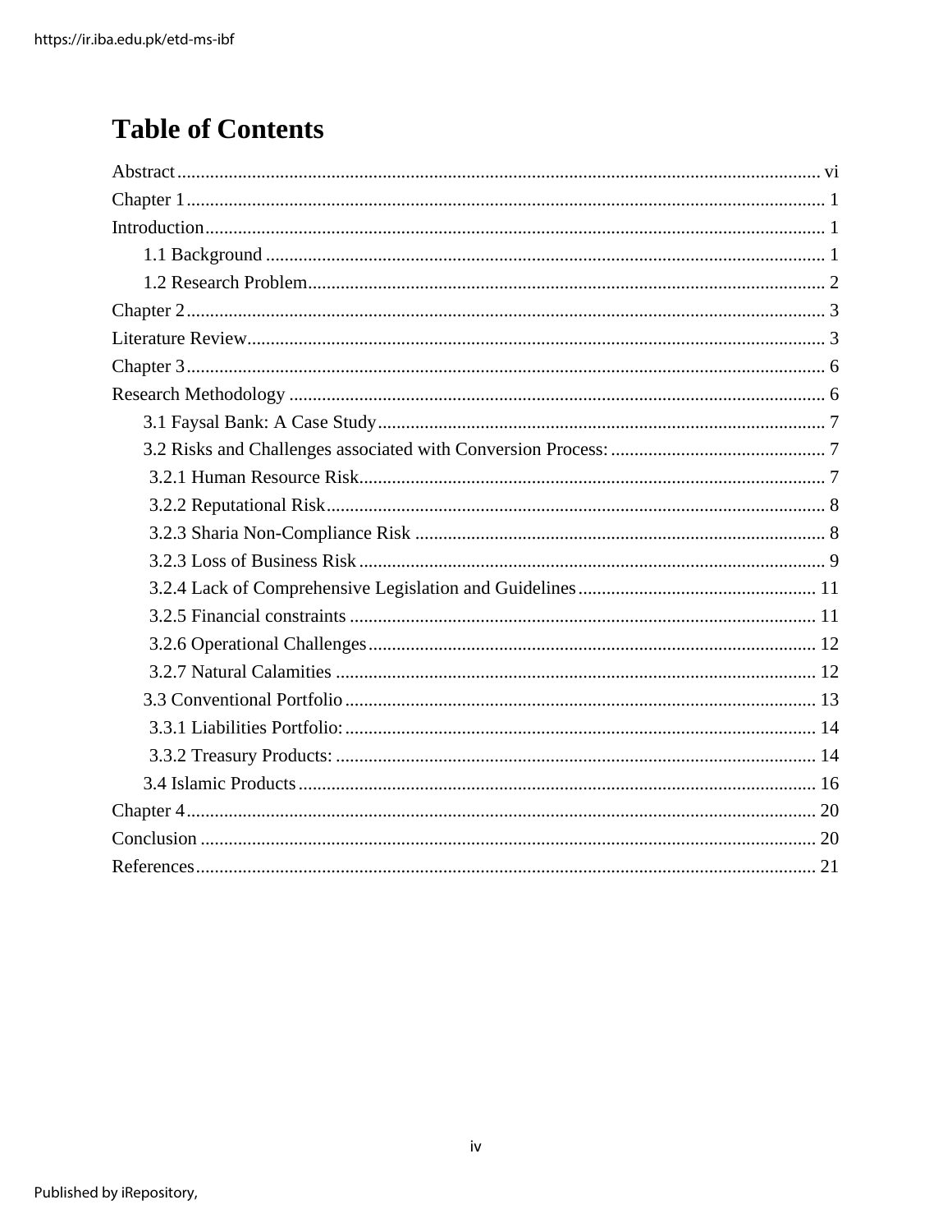# Table of Contents

Abstract ..... vi

Chapter 1 ..... 1

Introduction ..... 1

- 1.1 Background ..... 1
- 1.2 Research Problem ..... 2

Chapter 2 ..... 3

Literature Review ..... 3

Chapter 3 ..... 6

Research Methodology ..... 6

- 3.1 Faysal Bank: A Case Study ..... 7
- 3.2 Risks and Challenges associated with Conversion Process: ..... 7
  - 3.2.1 Human Resource Risk ..... 7
  - 3.2.2 Reputational Risk ..... 8
  - 3.2.3 Sharia Non-Compliance Risk ..... 8
  - 3.2.3 Loss of Business Risk ..... 9
  - 3.2.4 Lack of Comprehensive Legislation and Guidelines ..... 11
  - 3.2.5 Financial constraints ..... 11
  - 3.2.6 Operational Challenges ..... 12
  - 3.2.7 Natural Calamities ..... 12
- 3.3 Conventional Portfolio ..... 13
  - 3.3.1 Liabilities Portfolio: ..... 14
  - 3.3.2 Treasury Products: ..... 14
- 3.4 Islamic Products ..... 16

Chapter 4 ..... 20

Conclusion ..... 20

References ..... 21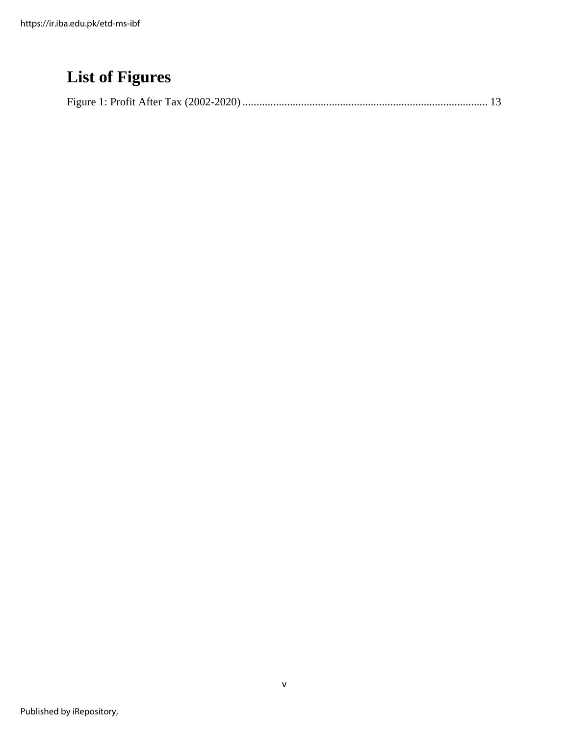# List of Figures

Figure 1: Profit After Tax (2002-2020) ........................................................................................ 13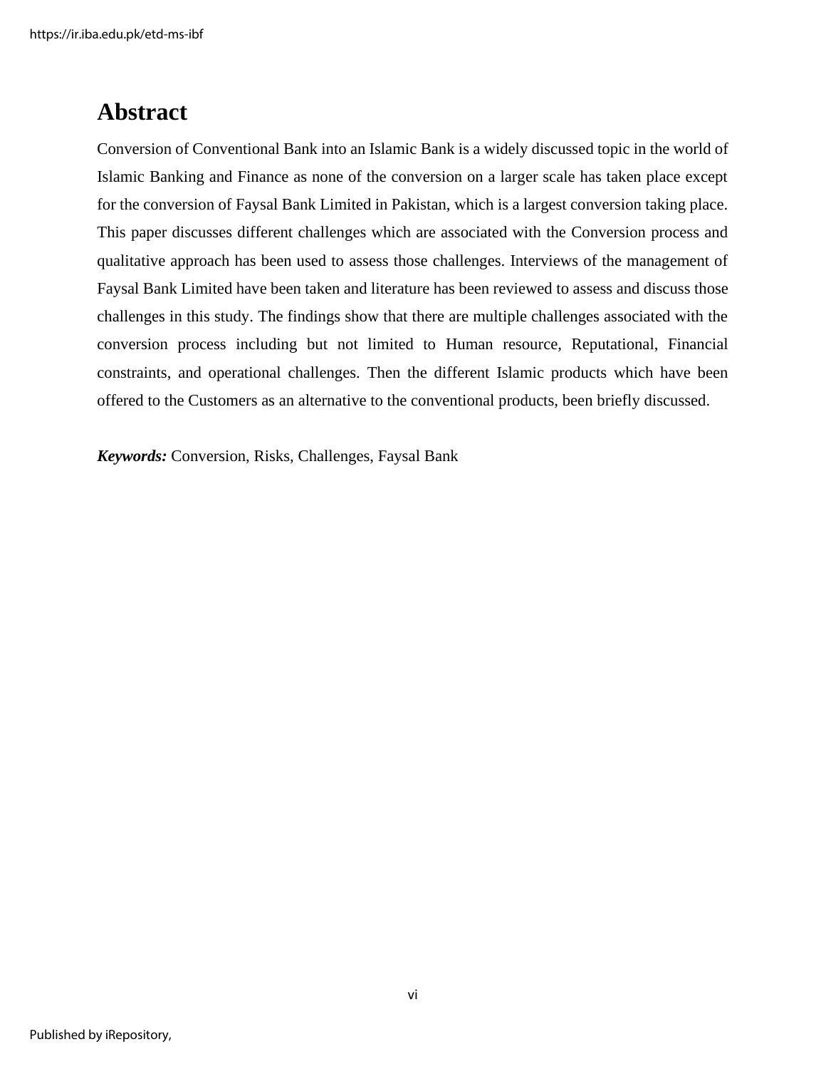# Abstract

Conversion of Conventional Bank into an Islamic Bank is a widely discussed topic in the world of Islamic Banking and Finance as none of the conversion on a larger scale has taken place except for the conversion of Faysal Bank Limited in Pakistan, which is a largest conversion taking place. This paper discusses different challenges which are associated with the Conversion process and qualitative approach has been used to assess those challenges. Interviews of the management of Faysal Bank Limited have been taken and literature has been reviewed to assess and discuss those challenges in this study. The findings show that there are multiple challenges associated with the conversion process including but not limited to Human resource, Reputational, Financial constraints, and operational challenges. Then the different Islamic products which have been offered to the Customers as an alternative to the conventional products, been briefly discussed.

***Keywords:*** Conversion, Risks, Challenges, Faysal Bank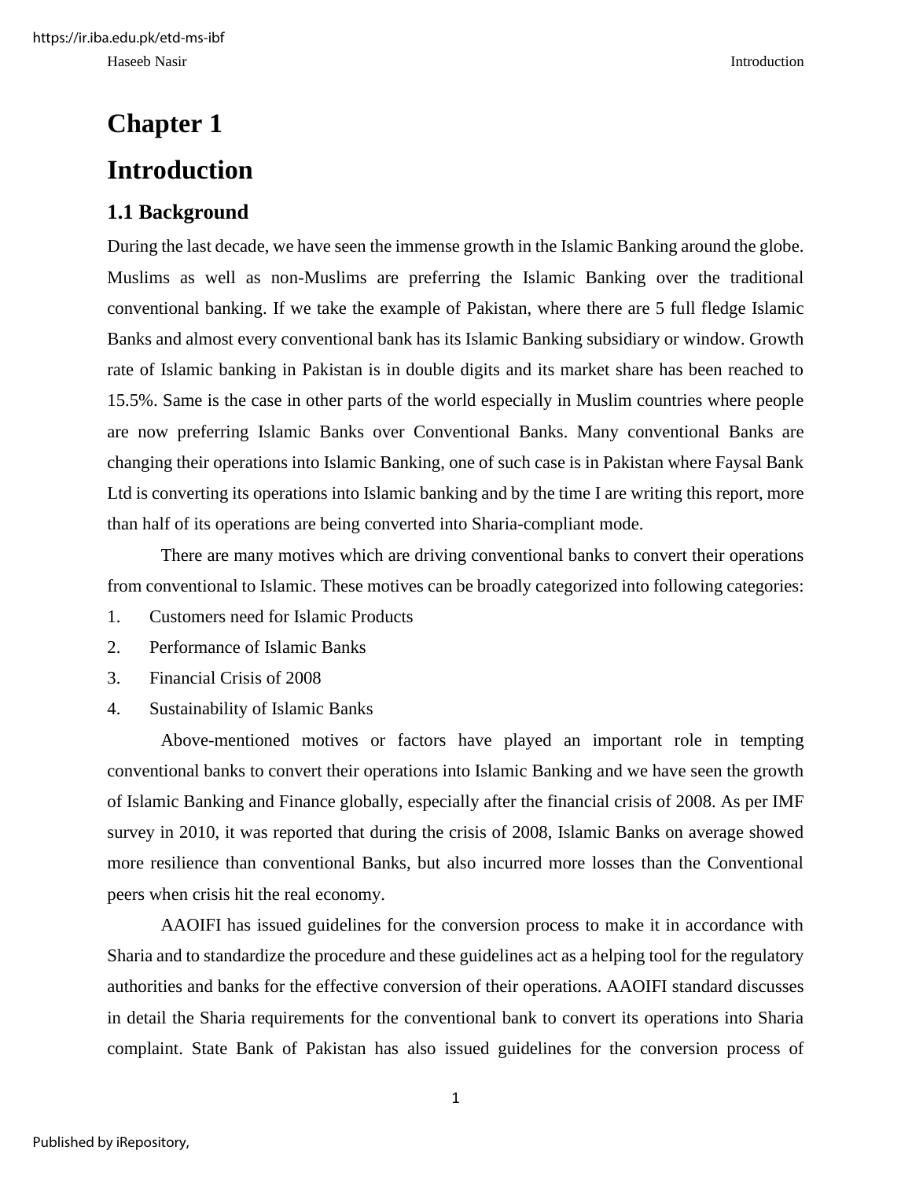# Chapter 1

# Introduction

## 1.1 Background

During the last decade, we have seen the immense growth in the Islamic Banking around the globe. Muslims as well as non-Muslims are preferring the Islamic Banking over the traditional conventional banking. If we take the example of Pakistan, where there are 5 full fledge Islamic Banks and almost every conventional bank has its Islamic Banking subsidiary or window. Growth rate of Islamic banking in Pakistan is in double digits and its market share has been reached to 15.5%. Same is the case in other parts of the world especially in Muslim countries where people are now preferring Islamic Banks over Conventional Banks. Many conventional Banks are changing their operations into Islamic Banking, one of such case is in Pakistan where Faysal Bank Ltd is converting its operations into Islamic banking and by the time I are writing this report, more than half of its operations are being converted into Sharia-compliant mode.

There are many motives which are driving conventional banks to convert their operations from conventional to Islamic. These motives can be broadly categorized into following categories:

1. Customers need for Islamic Products
2. Performance of Islamic Banks
3. Financial Crisis of 2008
4. Sustainability of Islamic Banks

Above-mentioned motives or factors have played an important role in tempting conventional banks to convert their operations into Islamic Banking and we have seen the growth of Islamic Banking and Finance globally, especially after the financial crisis of 2008. As per IMF survey in 2010, it was reported that during the crisis of 2008, Islamic Banks on average showed more resilience than conventional Banks, but also incurred more losses than the Conventional peers when crisis hit the real economy.

AAOIFI has issued guidelines for the conversion process to make it in accordance with Sharia and to standardize the procedure and these guidelines act as a helping tool for the regulatory authorities and banks for the effective conversion of their operations. AAOIFI standard discusses in detail the Sharia requirements for the conventional bank to convert its operations into Sharia complaint. State Bank of Pakistan has also issued guidelines for the conversion process of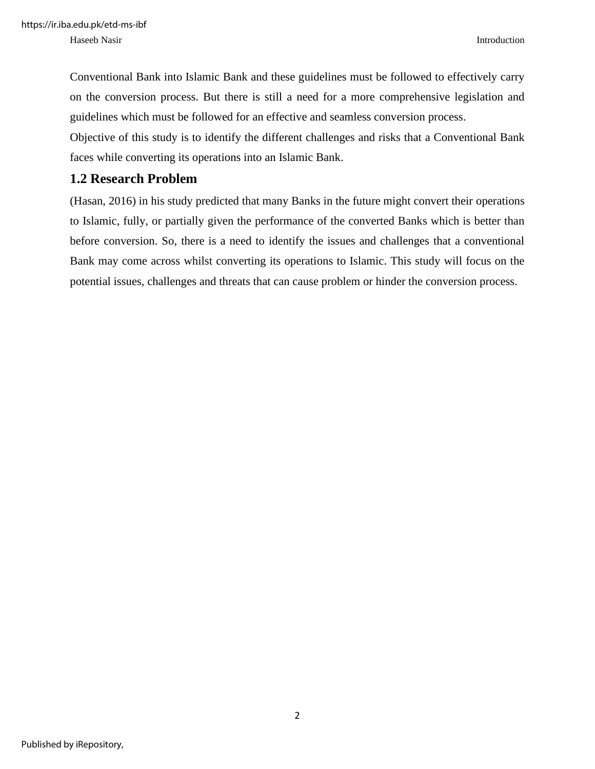Conventional Bank into Islamic Bank and these guidelines must be followed to effectively carry on the conversion process. But there is still a need for a more comprehensive legislation and guidelines which must be followed for an effective and seamless conversion process.

Objective of this study is to identify the different challenges and risks that a Conventional Bank faces while converting its operations into an Islamic Bank.

## 1.2 Research Problem

(Hasan, 2016) in his study predicted that many Banks in the future might convert their operations to Islamic, fully, or partially given the performance of the converted Banks which is better than before conversion. So, there is a need to identify the issues and challenges that a conventional Bank may come across whilst converting its operations to Islamic. This study will focus on the potential issues, challenges and threats that can cause problem or hinder the conversion process.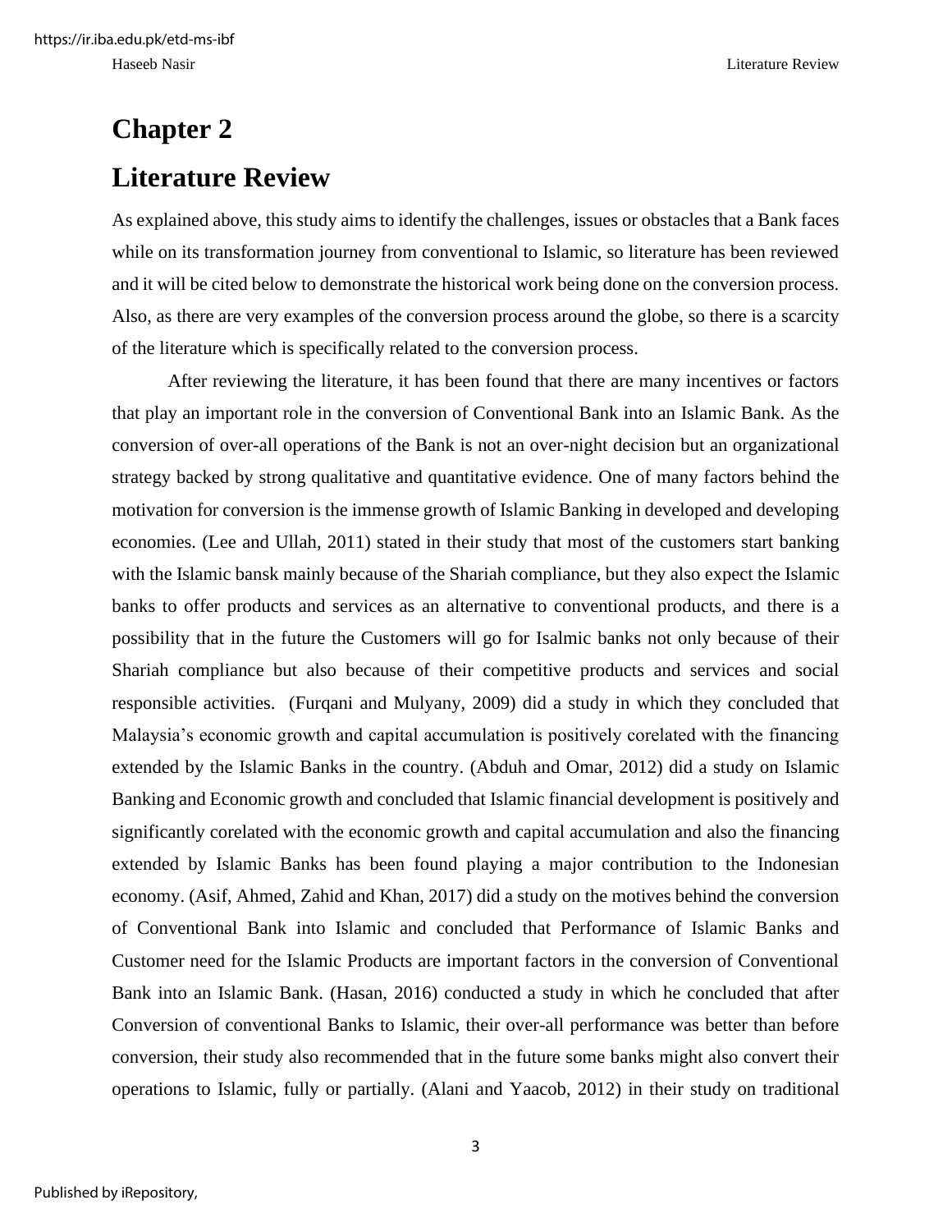# Chapter 2

# Literature Review

As explained above, this study aims to identify the challenges, issues or obstacles that a Bank faces while on its transformation journey from conventional to Islamic, so literature has been reviewed and it will be cited below to demonstrate the historical work being done on the conversion process. Also, as there are very examples of the conversion process around the globe, so there is a scarcity of the literature which is specifically related to the conversion process.

After reviewing the literature, it has been found that there are many incentives or factors that play an important role in the conversion of Conventional Bank into an Islamic Bank. As the conversion of over-all operations of the Bank is not an over-night decision but an organizational strategy backed by strong qualitative and quantitative evidence. One of many factors behind the motivation for conversion is the immense growth of Islamic Banking in developed and developing economies. (Lee and Ullah, 2011) stated in their study that most of the customers start banking with the Islamic bansk mainly because of the Shariah compliance, but they also expect the Islamic banks to offer products and services as an alternative to conventional products, and there is a possibility that in the future the Customers will go for Isalmic banks not only because of their Shariah compliance but also because of their competitive products and services and social responsible activities. (Furqani and Mulyany, 2009) did a study in which they concluded that Malaysia's economic growth and capital accumulation is positively corelated with the financing extended by the Islamic Banks in the country. (Abduh and Omar, 2012) did a study on Islamic Banking and Economic growth and concluded that Islamic financial development is positively and significantly corelated with the economic growth and capital accumulation and also the financing extended by Islamic Banks has been found playing a major contribution to the Indonesian economy. (Asif, Ahmed, Zahid and Khan, 2017) did a study on the motives behind the conversion of Conventional Bank into Islamic and concluded that Performance of Islamic Banks and Customer need for the Islamic Products are important factors in the conversion of Conventional Bank into an Islamic Bank. (Hasan, 2016) conducted a study in which he concluded that after Conversion of conventional Banks to Islamic, their over-all performance was better than before conversion, their study also recommended that in the future some banks might also convert their operations to Islamic, fully or partially. (Alani and Yaacob, 2012) in their study on traditional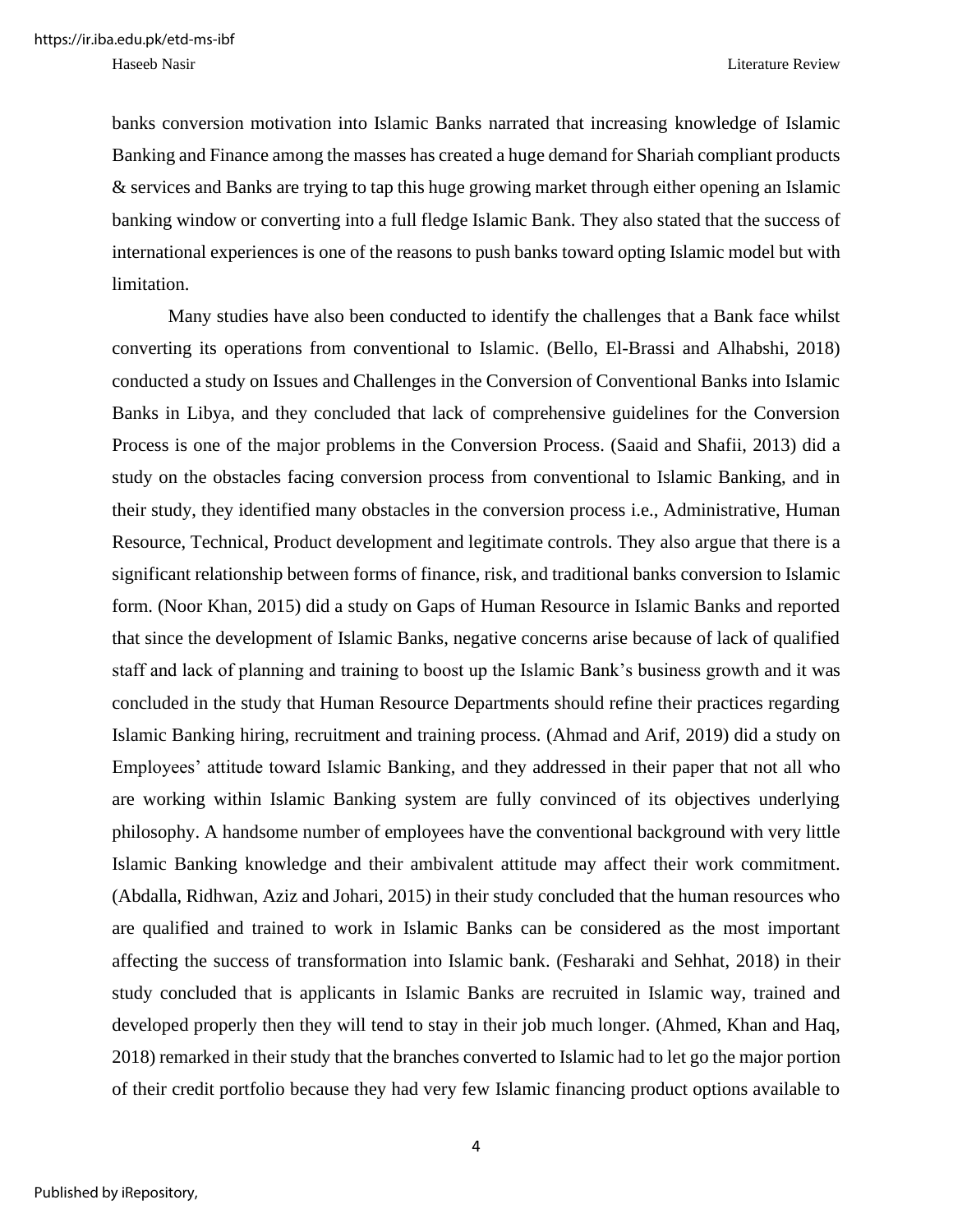banks conversion motivation into Islamic Banks narrated that increasing knowledge of Islamic Banking and Finance among the masses has created a huge demand for Shariah compliant products & services and Banks are trying to tap this huge growing market through either opening an Islamic banking window or converting into a full fledge Islamic Bank. They also stated that the success of international experiences is one of the reasons to push banks toward opting Islamic model but with limitation.

Many studies have also been conducted to identify the challenges that a Bank face whilst converting its operations from conventional to Islamic. (Bello, El-Brassi and Alhabshi, 2018) conducted a study on Issues and Challenges in the Conversion of Conventional Banks into Islamic Banks in Libya, and they concluded that lack of comprehensive guidelines for the Conversion Process is one of the major problems in the Conversion Process. (Saaid and Shafii, 2013) did a study on the obstacles facing conversion process from conventional to Islamic Banking, and in their study, they identified many obstacles in the conversion process i.e., Administrative, Human Resource, Technical, Product development and legitimate controls. They also argue that there is a significant relationship between forms of finance, risk, and traditional banks conversion to Islamic form. (Noor Khan, 2015) did a study on Gaps of Human Resource in Islamic Banks and reported that since the development of Islamic Banks, negative concerns arise because of lack of qualified staff and lack of planning and training to boost up the Islamic Bank's business growth and it was concluded in the study that Human Resource Departments should refine their practices regarding Islamic Banking hiring, recruitment and training process. (Ahmad and Arif, 2019) did a study on Employees' attitude toward Islamic Banking, and they addressed in their paper that not all who are working within Islamic Banking system are fully convinced of its objectives underlying philosophy. A handsome number of employees have the conventional background with very little Islamic Banking knowledge and their ambivalent attitude may affect their work commitment. (Abdalla, Ridhwan, Aziz and Johari, 2015) in their study concluded that the human resources who are qualified and trained to work in Islamic Banks can be considered as the most important affecting the success of transformation into Islamic bank. (Fesharaki and Sehhat, 2018) in their study concluded that is applicants in Islamic Banks are recruited in Islamic way, trained and developed properly then they will tend to stay in their job much longer. (Ahmed, Khan and Haq, 2018) remarked in their study that the branches converted to Islamic had to let go the major portion of their credit portfolio because they had very few Islamic financing product options available to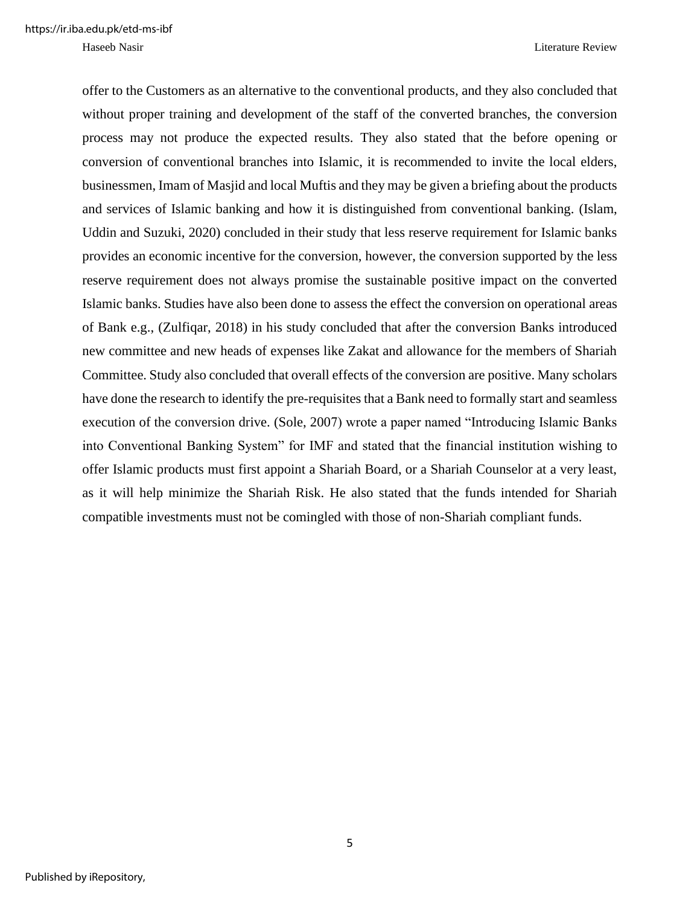offer to the Customers as an alternative to the conventional products, and they also concluded that without proper training and development of the staff of the converted branches, the conversion process may not produce the expected results. They also stated that the before opening or conversion of conventional branches into Islamic, it is recommended to invite the local elders, businessmen, Imam of Masjid and local Muftis and they may be given a briefing about the products and services of Islamic banking and how it is distinguished from conventional banking. (Islam, Uddin and Suzuki, 2020) concluded in their study that less reserve requirement for Islamic banks provides an economic incentive for the conversion, however, the conversion supported by the less reserve requirement does not always promise the sustainable positive impact on the converted Islamic banks. Studies have also been done to assess the effect the conversion on operational areas of Bank e.g., (Zulfiqar, 2018) in his study concluded that after the conversion Banks introduced new committee and new heads of expenses like Zakat and allowance for the members of Shariah Committee. Study also concluded that overall effects of the conversion are positive. Many scholars have done the research to identify the pre-requisites that a Bank need to formally start and seamless execution of the conversion drive. (Sole, 2007) wrote a paper named "Introducing Islamic Banks into Conventional Banking System" for IMF and stated that the financial institution wishing to offer Islamic products must first appoint a Shariah Board, or a Shariah Counselor at a very least, as it will help minimize the Shariah Risk. He also stated that the funds intended for Shariah compatible investments must not be comingled with those of non-Shariah compliant funds.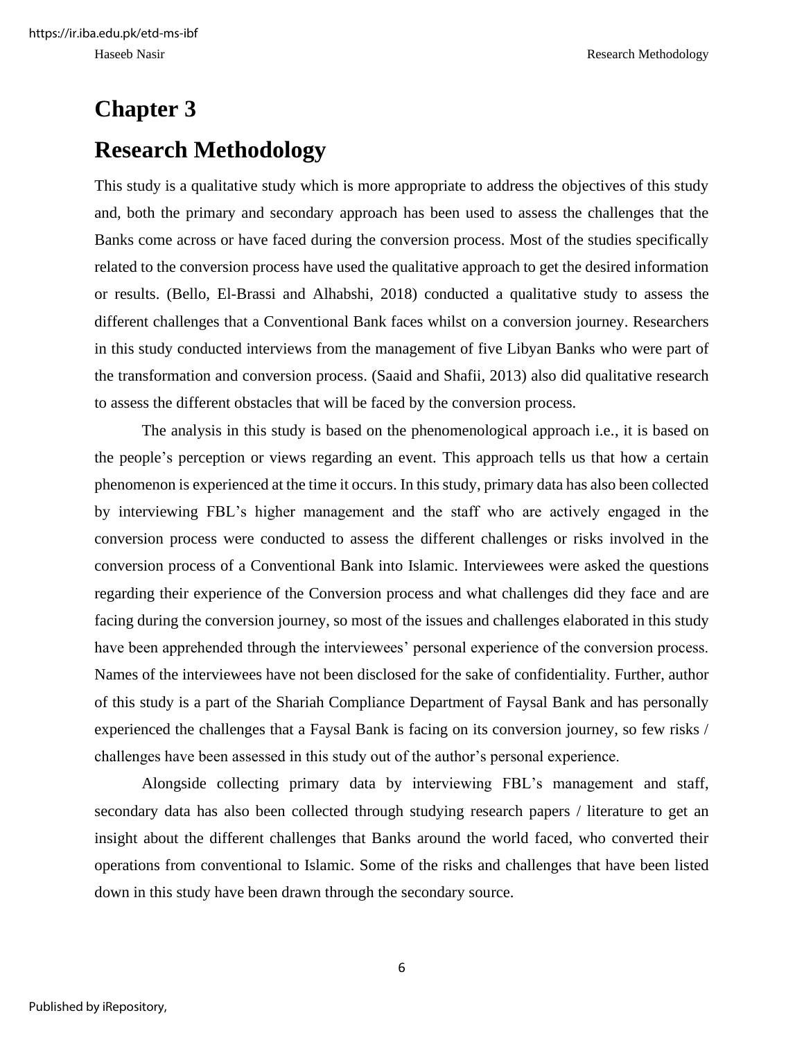# Chapter 3

# Research Methodology

This study is a qualitative study which is more appropriate to address the objectives of this study and, both the primary and secondary approach has been used to assess the challenges that the Banks come across or have faced during the conversion process. Most of the studies specifically related to the conversion process have used the qualitative approach to get the desired information or results. (Bello, El-Brassi and Alhabshi, 2018) conducted a qualitative study to assess the different challenges that a Conventional Bank faces whilst on a conversion journey. Researchers in this study conducted interviews from the management of five Libyan Banks who were part of the transformation and conversion process. (Saaid and Shafii, 2013) also did qualitative research to assess the different obstacles that will be faced by the conversion process.

The analysis in this study is based on the phenomenological approach i.e., it is based on the people's perception or views regarding an event. This approach tells us that how a certain phenomenon is experienced at the time it occurs. In this study, primary data has also been collected by interviewing FBL's higher management and the staff who are actively engaged in the conversion process were conducted to assess the different challenges or risks involved in the conversion process of a Conventional Bank into Islamic. Interviewees were asked the questions regarding their experience of the Conversion process and what challenges did they face and are facing during the conversion journey, so most of the issues and challenges elaborated in this study have been apprehended through the interviewees' personal experience of the conversion process. Names of the interviewees have not been disclosed for the sake of confidentiality. Further, author of this study is a part of the Shariah Compliance Department of Faysal Bank and has personally experienced the challenges that a Faysal Bank is facing on its conversion journey, so few risks / challenges have been assessed in this study out of the author's personal experience.

Alongside collecting primary data by interviewing FBL's management and staff, secondary data has also been collected through studying research papers / literature to get an insight about the different challenges that Banks around the world faced, who converted their operations from conventional to Islamic. Some of the risks and challenges that have been listed down in this study have been drawn through the secondary source.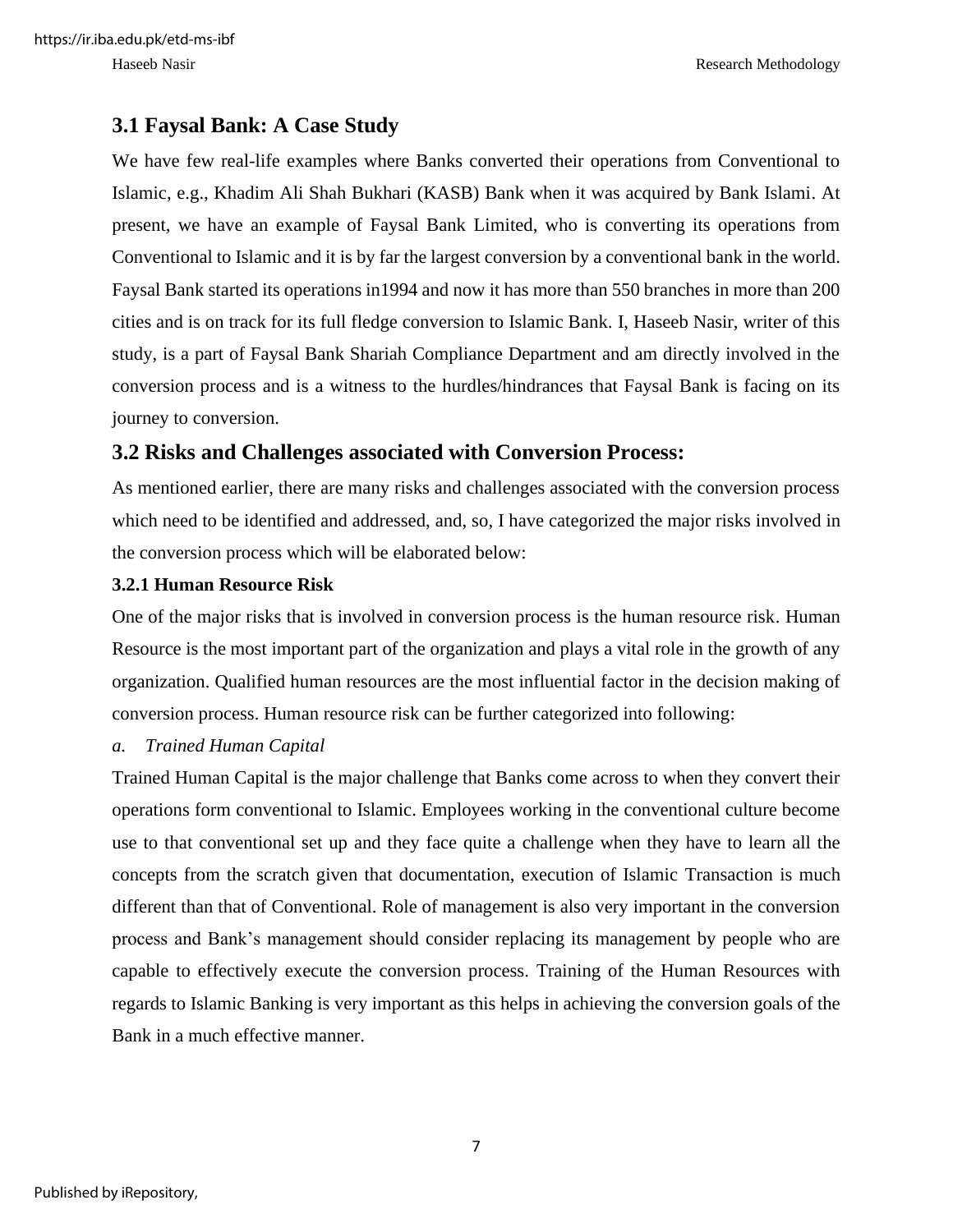## 3.1 Faysal Bank: A Case Study

We have few real-life examples where Banks converted their operations from Conventional to Islamic, e.g., Khadim Ali Shah Bukhari (KASB) Bank when it was acquired by Bank Islami. At present, we have an example of Faysal Bank Limited, who is converting its operations from Conventional to Islamic and it is by far the largest conversion by a conventional bank in the world. Faysal Bank started its operations in1994 and now it has more than 550 branches in more than 200 cities and is on track for its full fledge conversion to Islamic Bank. I, Haseeb Nasir, writer of this study, is a part of Faysal Bank Shariah Compliance Department and am directly involved in the conversion process and is a witness to the hurdles/hindrances that Faysal Bank is facing on its journey to conversion.

## 3.2 Risks and Challenges associated with Conversion Process:

As mentioned earlier, there are many risks and challenges associated with the conversion process which need to be identified and addressed, and, so, I have categorized the major risks involved in the conversion process which will be elaborated below:

### 3.2.1 Human Resource Risk

One of the major risks that is involved in conversion process is the human resource risk. Human Resource is the most important part of the organization and plays a vital role in the growth of any organization. Qualified human resources are the most influential factor in the decision making of conversion process. Human resource risk can be further categorized into following:

*a. Trained Human Capital*

Trained Human Capital is the major challenge that Banks come across to when they convert their operations form conventional to Islamic. Employees working in the conventional culture become use to that conventional set up and they face quite a challenge when they have to learn all the concepts from the scratch given that documentation, execution of Islamic Transaction is much different than that of Conventional. Role of management is also very important in the conversion process and Bank's management should consider replacing its management by people who are capable to effectively execute the conversion process. Training of the Human Resources with regards to Islamic Banking is very important as this helps in achieving the conversion goals of the Bank in a much effective manner.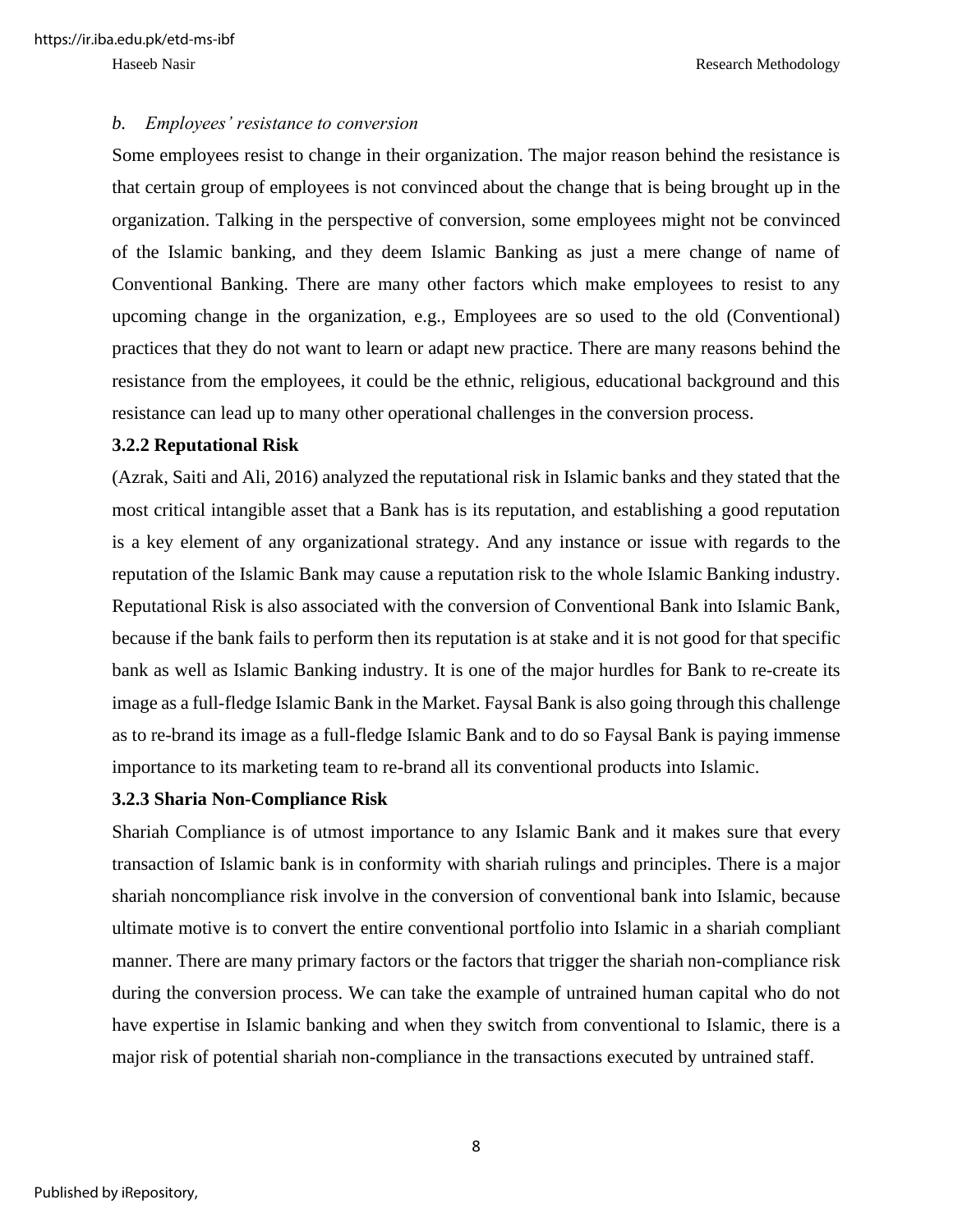*b. Employees' resistance to conversion*

Some employees resist to change in their organization. The major reason behind the resistance is that certain group of employees is not convinced about the change that is being brought up in the organization. Talking in the perspective of conversion, some employees might not be convinced of the Islamic banking, and they deem Islamic Banking as just a mere change of name of Conventional Banking. There are many other factors which make employees to resist to any upcoming change in the organization, e.g., Employees are so used to the old (Conventional) practices that they do not want to learn or adapt new practice. There are many reasons behind the resistance from the employees, it could be the ethnic, religious, educational background and this resistance can lead up to many other operational challenges in the conversion process.

### 3.2.2 Reputational Risk

(Azrak, Saiti and Ali, 2016) analyzed the reputational risk in Islamic banks and they stated that the most critical intangible asset that a Bank has is its reputation, and establishing a good reputation is a key element of any organizational strategy. And any instance or issue with regards to the reputation of the Islamic Bank may cause a reputation risk to the whole Islamic Banking industry. Reputational Risk is also associated with the conversion of Conventional Bank into Islamic Bank, because if the bank fails to perform then its reputation is at stake and it is not good for that specific bank as well as Islamic Banking industry. It is one of the major hurdles for Bank to re-create its image as a full-fledge Islamic Bank in the Market. Faysal Bank is also going through this challenge as to re-brand its image as a full-fledge Islamic Bank and to do so Faysal Bank is paying immense importance to its marketing team to re-brand all its conventional products into Islamic.

### 3.2.3 Sharia Non-Compliance Risk

Shariah Compliance is of utmost importance to any Islamic Bank and it makes sure that every transaction of Islamic bank is in conformity with shariah rulings and principles. There is a major shariah noncompliance risk involve in the conversion of conventional bank into Islamic, because ultimate motive is to convert the entire conventional portfolio into Islamic in a shariah compliant manner. There are many primary factors or the factors that trigger the shariah non-compliance risk during the conversion process. We can take the example of untrained human capital who do not have expertise in Islamic banking and when they switch from conventional to Islamic, there is a major risk of potential shariah non-compliance in the transactions executed by untrained staff.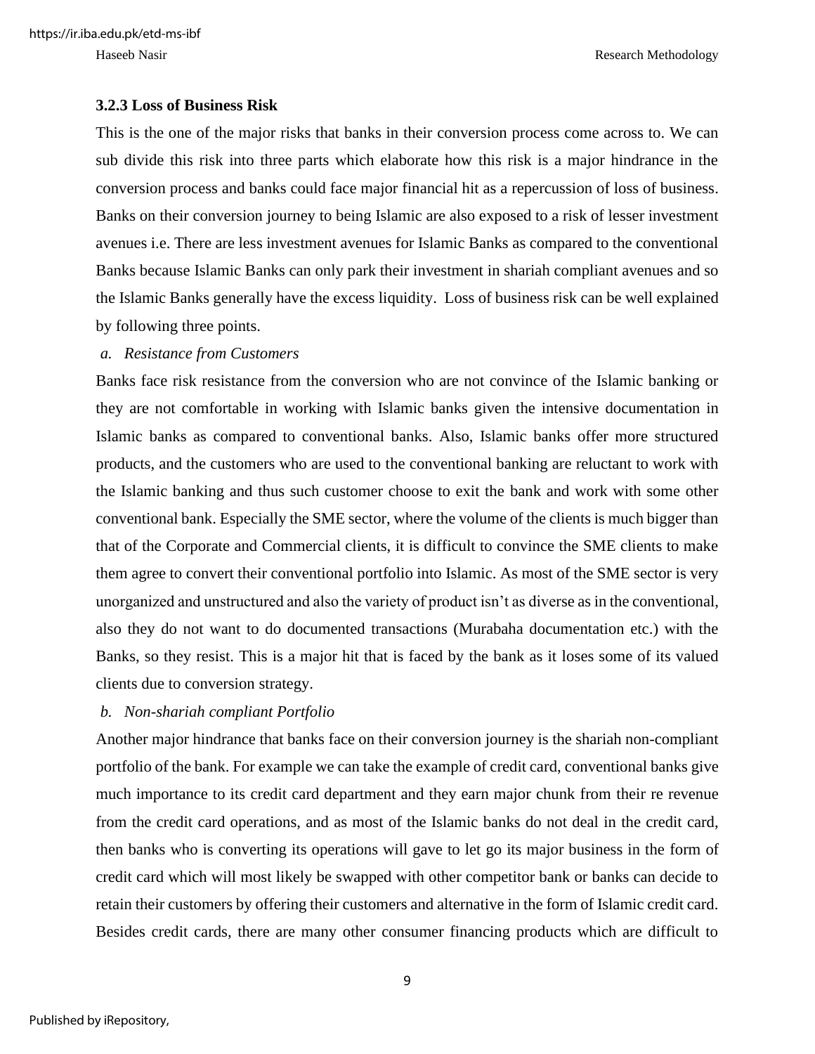### 3.2.3 Loss of Business Risk

This is the one of the major risks that banks in their conversion process come across to. We can sub divide this risk into three parts which elaborate how this risk is a major hindrance in the conversion process and banks could face major financial hit as a repercussion of loss of business. Banks on their conversion journey to being Islamic are also exposed to a risk of lesser investment avenues i.e. There are less investment avenues for Islamic Banks as compared to the conventional Banks because Islamic Banks can only park their investment in shariah compliant avenues and so the Islamic Banks generally have the excess liquidity. Loss of business risk can be well explained by following three points.

*a. Resistance from Customers*

Banks face risk resistance from the conversion who are not convince of the Islamic banking or they are not comfortable in working with Islamic banks given the intensive documentation in Islamic banks as compared to conventional banks. Also, Islamic banks offer more structured products, and the customers who are used to the conventional banking are reluctant to work with the Islamic banking and thus such customer choose to exit the bank and work with some other conventional bank. Especially the SME sector, where the volume of the clients is much bigger than that of the Corporate and Commercial clients, it is difficult to convince the SME clients to make them agree to convert their conventional portfolio into Islamic. As most of the SME sector is very unorganized and unstructured and also the variety of product isn't as diverse as in the conventional, also they do not want to do documented transactions (Murabaha documentation etc.) with the Banks, so they resist. This is a major hit that is faced by the bank as it loses some of its valued clients due to conversion strategy.

*b. Non-shariah compliant Portfolio*

Another major hindrance that banks face on their conversion journey is the shariah non-compliant portfolio of the bank. For example we can take the example of credit card, conventional banks give much importance to its credit card department and they earn major chunk from their re revenue from the credit card operations, and as most of the Islamic banks do not deal in the credit card, then banks who is converting its operations will gave to let go its major business in the form of credit card which will most likely be swapped with other competitor bank or banks can decide to retain their customers by offering their customers and alternative in the form of Islamic credit card. Besides credit cards, there are many other consumer financing products which are difficult to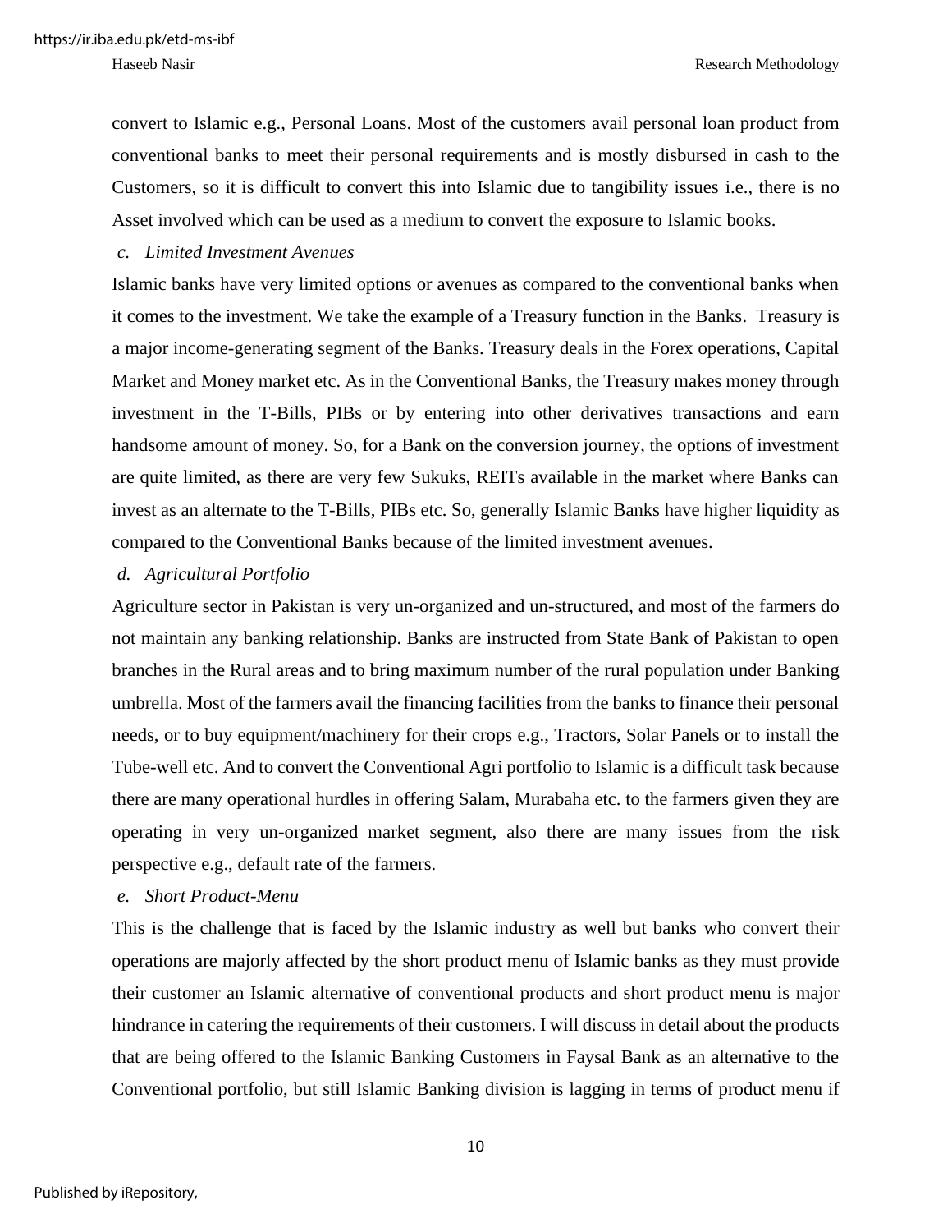convert to Islamic e.g., Personal Loans. Most of the customers avail personal loan product from conventional banks to meet their personal requirements and is mostly disbursed in cash to the Customers, so it is difficult to convert this into Islamic due to tangibility issues i.e., there is no Asset involved which can be used as a medium to convert the exposure to Islamic books.

*c. Limited Investment Avenues*

Islamic banks have very limited options or avenues as compared to the conventional banks when it comes to the investment. We take the example of a Treasury function in the Banks. Treasury is a major income-generating segment of the Banks. Treasury deals in the Forex operations, Capital Market and Money market etc. As in the Conventional Banks, the Treasury makes money through investment in the T-Bills, PIBs or by entering into other derivatives transactions and earn handsome amount of money. So, for a Bank on the conversion journey, the options of investment are quite limited, as there are very few Sukuks, REITs available in the market where Banks can invest as an alternate to the T-Bills, PIBs etc. So, generally Islamic Banks have higher liquidity as compared to the Conventional Banks because of the limited investment avenues.

*d. Agricultural Portfolio*

Agriculture sector in Pakistan is very un-organized and un-structured, and most of the farmers do not maintain any banking relationship. Banks are instructed from State Bank of Pakistan to open branches in the Rural areas and to bring maximum number of the rural population under Banking umbrella. Most of the farmers avail the financing facilities from the banks to finance their personal needs, or to buy equipment/machinery for their crops e.g., Tractors, Solar Panels or to install the Tube-well etc. And to convert the Conventional Agri portfolio to Islamic is a difficult task because there are many operational hurdles in offering Salam, Murabaha etc. to the farmers given they are operating in very un-organized market segment, also there are many issues from the risk perspective e.g., default rate of the farmers.

*e. Short Product-Menu*

This is the challenge that is faced by the Islamic industry as well but banks who convert their operations are majorly affected by the short product menu of Islamic banks as they must provide their customer an Islamic alternative of conventional products and short product menu is major hindrance in catering the requirements of their customers. I will discuss in detail about the products that are being offered to the Islamic Banking Customers in Faysal Bank as an alternative to the Conventional portfolio, but still Islamic Banking division is lagging in terms of product menu if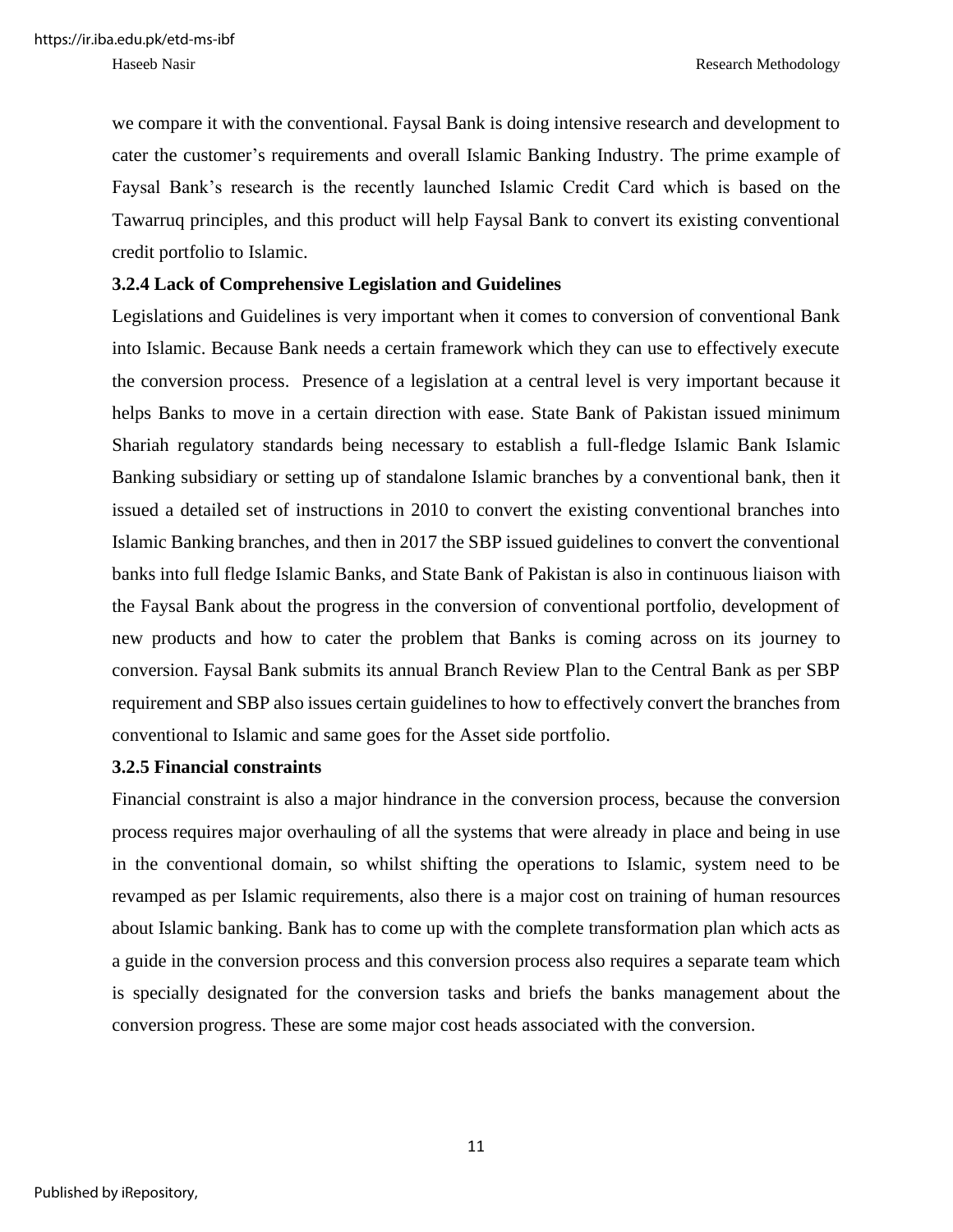we compare it with the conventional. Faysal Bank is doing intensive research and development to cater the customer's requirements and overall Islamic Banking Industry. The prime example of Faysal Bank's research is the recently launched Islamic Credit Card which is based on the Tawarruq principles, and this product will help Faysal Bank to convert its existing conventional credit portfolio to Islamic.

### 3.2.4 Lack of Comprehensive Legislation and Guidelines

Legislations and Guidelines is very important when it comes to conversion of conventional Bank into Islamic. Because Bank needs a certain framework which they can use to effectively execute the conversion process. Presence of a legislation at a central level is very important because it helps Banks to move in a certain direction with ease. State Bank of Pakistan issued minimum Shariah regulatory standards being necessary to establish a full-fledge Islamic Bank Islamic Banking subsidiary or setting up of standalone Islamic branches by a conventional bank, then it issued a detailed set of instructions in 2010 to convert the existing conventional branches into Islamic Banking branches, and then in 2017 the SBP issued guidelines to convert the conventional banks into full fledge Islamic Banks, and State Bank of Pakistan is also in continuous liaison with the Faysal Bank about the progress in the conversion of conventional portfolio, development of new products and how to cater the problem that Banks is coming across on its journey to conversion. Faysal Bank submits its annual Branch Review Plan to the Central Bank as per SBP requirement and SBP also issues certain guidelines to how to effectively convert the branches from conventional to Islamic and same goes for the Asset side portfolio.

### 3.2.5 Financial constraints

Financial constraint is also a major hindrance in the conversion process, because the conversion process requires major overhauling of all the systems that were already in place and being in use in the conventional domain, so whilst shifting the operations to Islamic, system need to be revamped as per Islamic requirements, also there is a major cost on training of human resources about Islamic banking. Bank has to come up with the complete transformation plan which acts as a guide in the conversion process and this conversion process also requires a separate team which is specially designated for the conversion tasks and briefs the banks management about the conversion progress. These are some major cost heads associated with the conversion.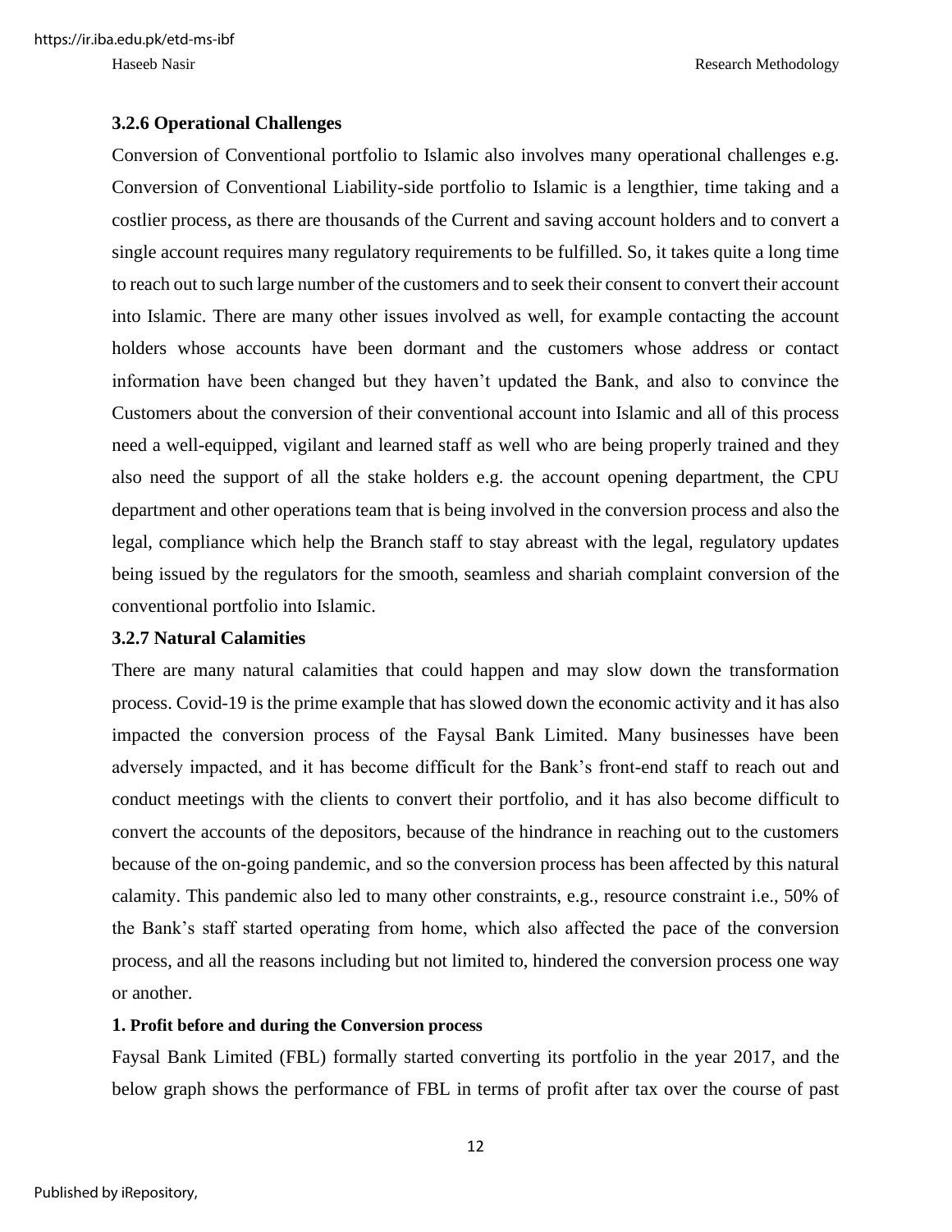### 3.2.6 Operational Challenges

Conversion of Conventional portfolio to Islamic also involves many operational challenges e.g. Conversion of Conventional Liability-side portfolio to Islamic is a lengthier, time taking and a costlier process, as there are thousands of the Current and saving account holders and to convert a single account requires many regulatory requirements to be fulfilled. So, it takes quite a long time to reach out to such large number of the customers and to seek their consent to convert their account into Islamic. There are many other issues involved as well, for example contacting the account holders whose accounts have been dormant and the customers whose address or contact information have been changed but they haven't updated the Bank, and also to convince the Customers about the conversion of their conventional account into Islamic and all of this process need a well-equipped, vigilant and learned staff as well who are being properly trained and they also need the support of all the stake holders e.g. the account opening department, the CPU department and other operations team that is being involved in the conversion process and also the legal, compliance which help the Branch staff to stay abreast with the legal, regulatory updates being issued by the regulators for the smooth, seamless and shariah complaint conversion of the conventional portfolio into Islamic.

### 3.2.7 Natural Calamities

There are many natural calamities that could happen and may slow down the transformation process. Covid-19 is the prime example that has slowed down the economic activity and it has also impacted the conversion process of the Faysal Bank Limited. Many businesses have been adversely impacted, and it has become difficult for the Bank's front-end staff to reach out and conduct meetings with the clients to convert their portfolio, and it has also become difficult to convert the accounts of the depositors, because of the hindrance in reaching out to the customers because of the on-going pandemic, and so the conversion process has been affected by this natural calamity. This pandemic also led to many other constraints, e.g., resource constraint i.e., 50% of the Bank's staff started operating from home, which also affected the pace of the conversion process, and all the reasons including but not limited to, hindered the conversion process one way or another.

#### 1. Profit before and during the Conversion process

Faysal Bank Limited (FBL) formally started converting its portfolio in the year 2017, and the below graph shows the performance of FBL in terms of profit after tax over the course of past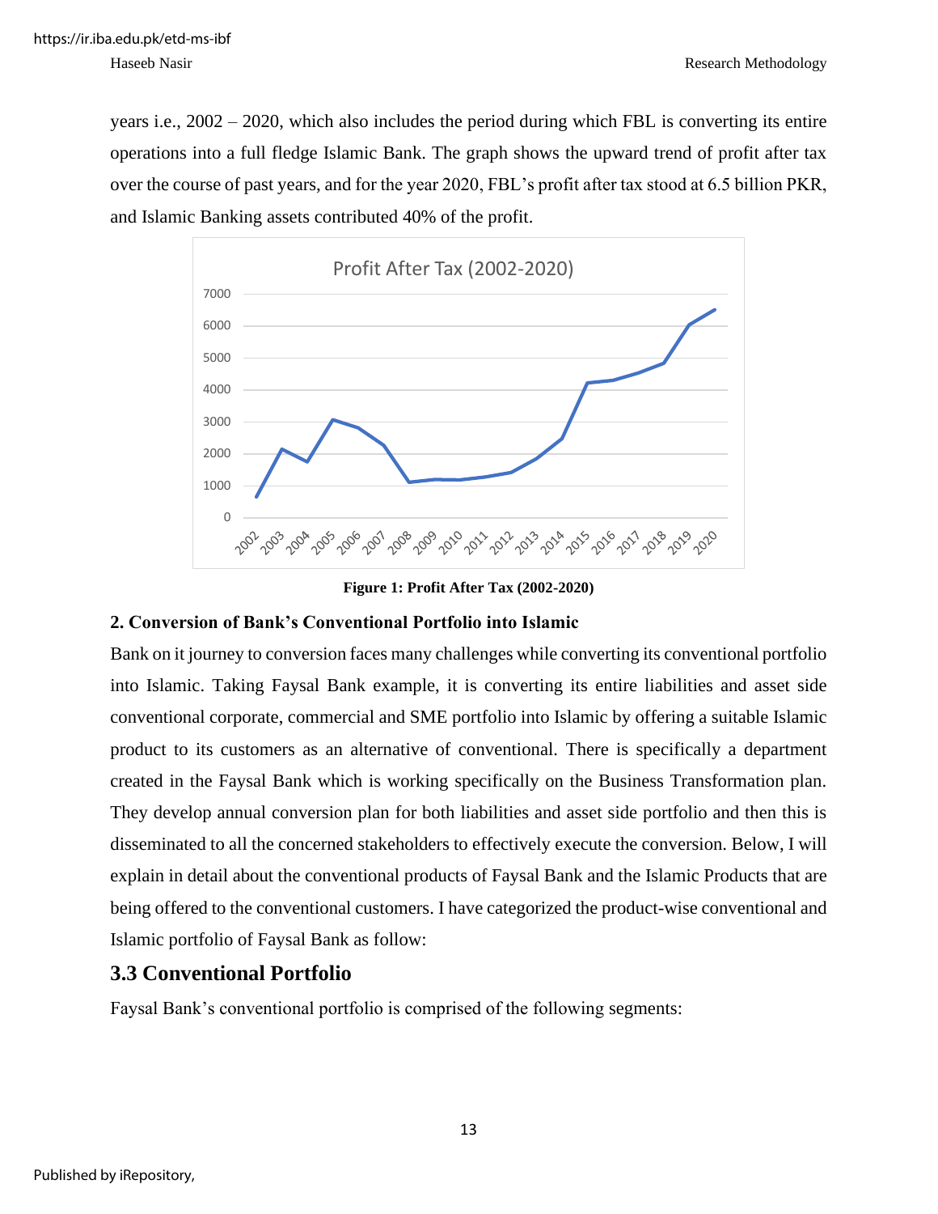years i.e., 2002 – 2020, which also includes the period during which FBL is converting its entire operations into a full fledge Islamic Bank. The graph shows the upward trend of profit after tax over the course of past years, and for the year 2020, FBL's profit after tax stood at 6.5 billion PKR, and Islamic Banking assets contributed 40% of the profit.

**Figure 1: Profit After Tax (2002-2020)**

### 2. Conversion of Bank's Conventional Portfolio into Islamic

Bank on it journey to conversion faces many challenges while converting its conventional portfolio into Islamic. Taking Faysal Bank example, it is converting its entire liabilities and asset side conventional corporate, commercial and SME portfolio into Islamic by offering a suitable Islamic product to its customers as an alternative of conventional. There is specifically a department created in the Faysal Bank which is working specifically on the Business Transformation plan. They develop annual conversion plan for both liabilities and asset side portfolio and then this is disseminated to all the concerned stakeholders to effectively execute the conversion. Below, I will explain in detail about the conventional products of Faysal Bank and the Islamic Products that are being offered to the conventional customers. I have categorized the product-wise conventional and Islamic portfolio of Faysal Bank as follow:

## 3.3 Conventional Portfolio

Faysal Bank's conventional portfolio is comprised of the following segments: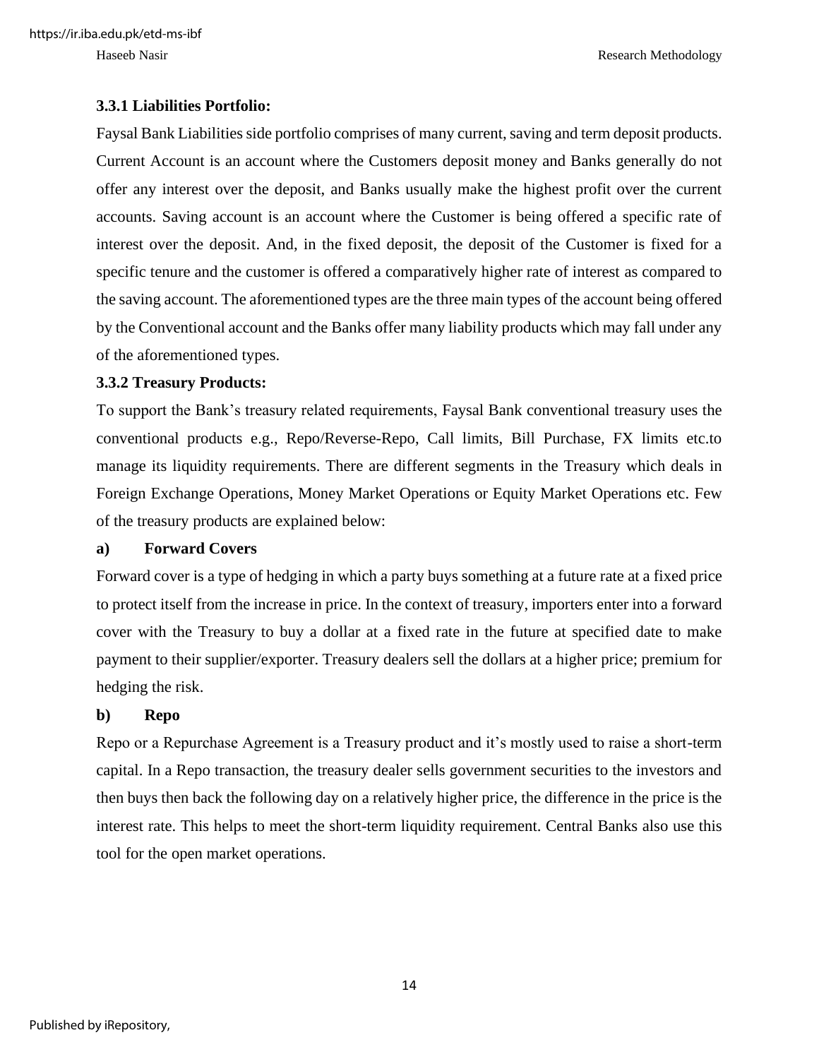### 3.3.1 Liabilities Portfolio:

Faysal Bank Liabilities side portfolio comprises of many current, saving and term deposit products. Current Account is an account where the Customers deposit money and Banks generally do not offer any interest over the deposit, and Banks usually make the highest profit over the current accounts. Saving account is an account where the Customer is being offered a specific rate of interest over the deposit. And, in the fixed deposit, the deposit of the Customer is fixed for a specific tenure and the customer is offered a comparatively higher rate of interest as compared to the saving account. The aforementioned types are the three main types of the account being offered by the Conventional account and the Banks offer many liability products which may fall under any of the aforementioned types.

### 3.3.2 Treasury Products:

To support the Bank's treasury related requirements, Faysal Bank conventional treasury uses the conventional products e.g., Repo/Reverse-Repo, Call limits, Bill Purchase, FX limits etc.to manage its liquidity requirements. There are different segments in the Treasury which deals in Foreign Exchange Operations, Money Market Operations or Equity Market Operations etc. Few of the treasury products are explained below:

**a) Forward Covers**

Forward cover is a type of hedging in which a party buys something at a future rate at a fixed price to protect itself from the increase in price. In the context of treasury, importers enter into a forward cover with the Treasury to buy a dollar at a fixed rate in the future at specified date to make payment to their supplier/exporter. Treasury dealers sell the dollars at a higher price; premium for hedging the risk.

**b) Repo**

Repo or a Repurchase Agreement is a Treasury product and it's mostly used to raise a short-term capital. In a Repo transaction, the treasury dealer sells government securities to the investors and then buys then back the following day on a relatively higher price, the difference in the price is the interest rate. This helps to meet the short-term liquidity requirement. Central Banks also use this tool for the open market operations.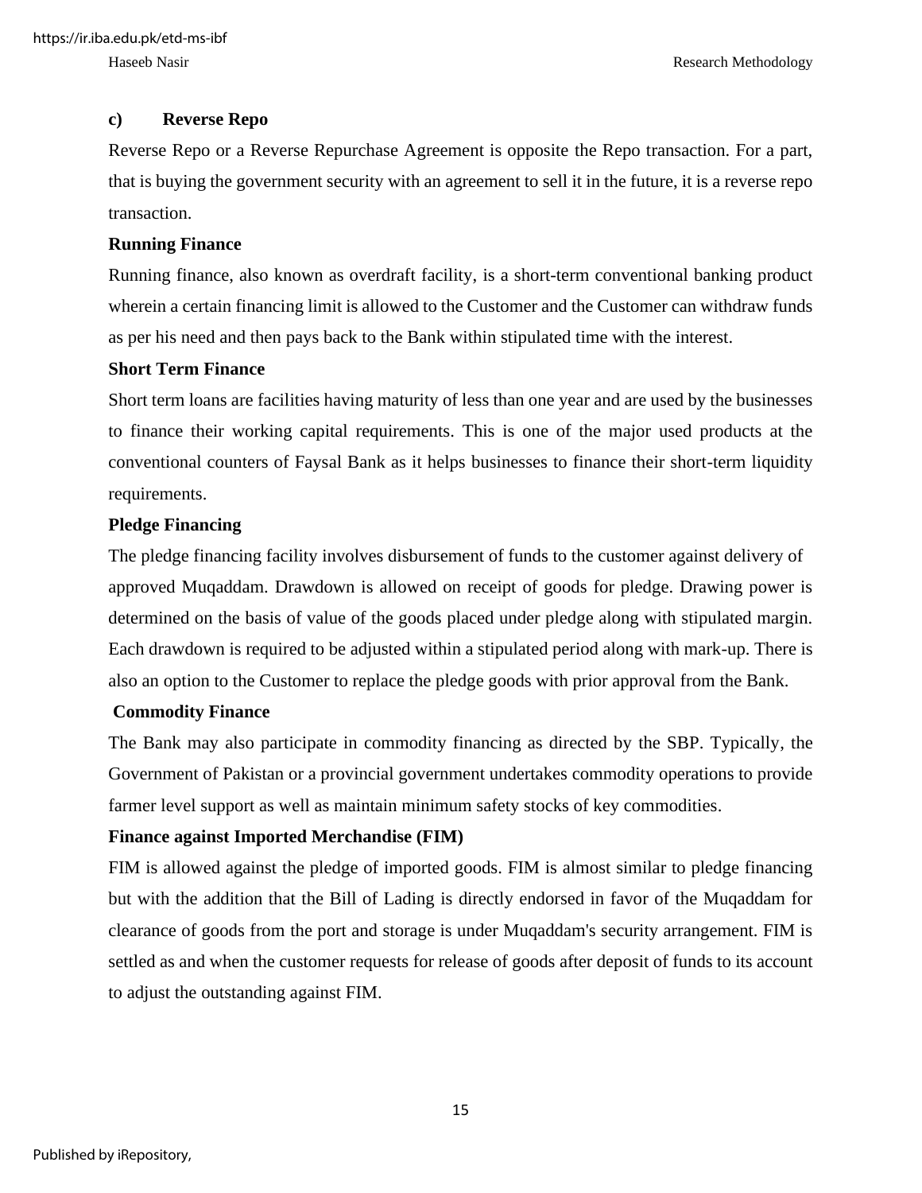**c) Reverse Repo**

Reverse Repo or a Reverse Repurchase Agreement is opposite the Repo transaction. For a part, that is buying the government security with an agreement to sell it in the future, it is a reverse repo transaction.

**Running Finance**

Running finance, also known as overdraft facility, is a short-term conventional banking product wherein a certain financing limit is allowed to the Customer and the Customer can withdraw funds as per his need and then pays back to the Bank within stipulated time with the interest.

**Short Term Finance**

Short term loans are facilities having maturity of less than one year and are used by the businesses to finance their working capital requirements. This is one of the major used products at the conventional counters of Faysal Bank as it helps businesses to finance their short-term liquidity requirements.

**Pledge Financing**

The pledge financing facility involves disbursement of funds to the customer against delivery of approved Muqaddam. Drawdown is allowed on receipt of goods for pledge. Drawing power is determined on the basis of value of the goods placed under pledge along with stipulated margin. Each drawdown is required to be adjusted within a stipulated period along with mark-up. There is also an option to the Customer to replace the pledge goods with prior approval from the Bank.

**Commodity Finance**

The Bank may also participate in commodity financing as directed by the SBP. Typically, the Government of Pakistan or a provincial government undertakes commodity operations to provide farmer level support as well as maintain minimum safety stocks of key commodities.

**Finance against Imported Merchandise (FIM)**

FIM is allowed against the pledge of imported goods. FIM is almost similar to pledge financing but with the addition that the Bill of Lading is directly endorsed in favor of the Muqaddam for clearance of goods from the port and storage is under Muqaddam's security arrangement. FIM is settled as and when the customer requests for release of goods after deposit of funds to its account to adjust the outstanding against FIM.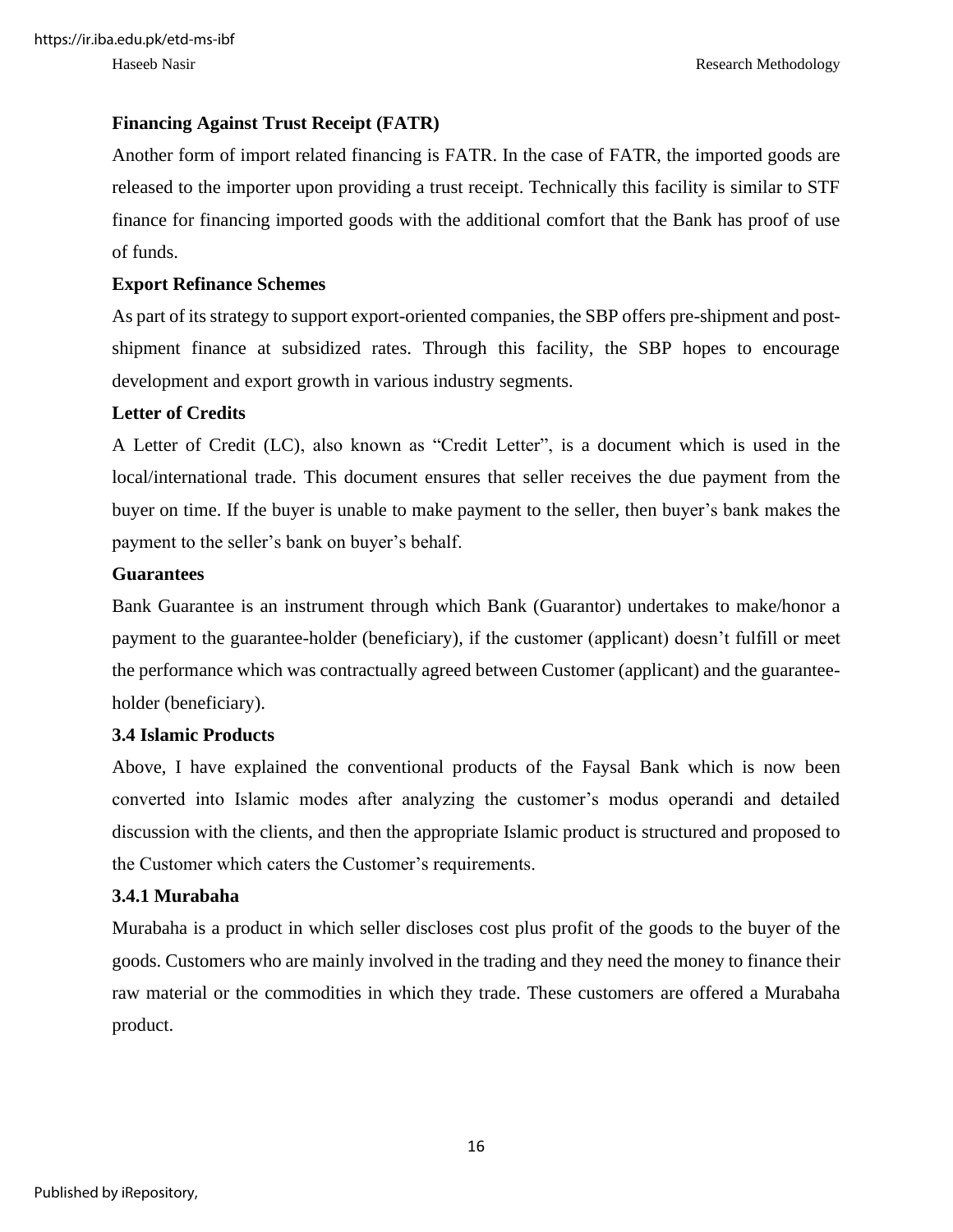**Financing Against Trust Receipt (FATR)**

Another form of import related financing is FATR. In the case of FATR, the imported goods are released to the importer upon providing a trust receipt. Technically this facility is similar to STF finance for financing imported goods with the additional comfort that the Bank has proof of use of funds.

**Export Refinance Schemes**

As part of its strategy to support export-oriented companies, the SBP offers pre-shipment and post-shipment finance at subsidized rates. Through this facility, the SBP hopes to encourage development and export growth in various industry segments.

**Letter of Credits**

A Letter of Credit (LC), also known as "Credit Letter", is a document which is used in the local/international trade. This document ensures that seller receives the due payment from the buyer on time. If the buyer is unable to make payment to the seller, then buyer's bank makes the payment to the seller's bank on buyer's behalf.

**Guarantees**

Bank Guarantee is an instrument through which Bank (Guarantor) undertakes to make/honor a payment to the guarantee-holder (beneficiary), if the customer (applicant) doesn't fulfill or meet the performance which was contractually agreed between Customer (applicant) and the guarantee-holder (beneficiary).

### 3.4 Islamic Products

Above, I have explained the conventional products of the Faysal Bank which is now been converted into Islamic modes after analyzing the customer's modus operandi and detailed discussion with the clients, and then the appropriate Islamic product is structured and proposed to the Customer which caters the Customer's requirements.

#### 3.4.1 Murabaha

Murabaha is a product in which seller discloses cost plus profit of the goods to the buyer of the goods. Customers who are mainly involved in the trading and they need the money to finance their raw material or the commodities in which they trade. These customers are offered a Murabaha product.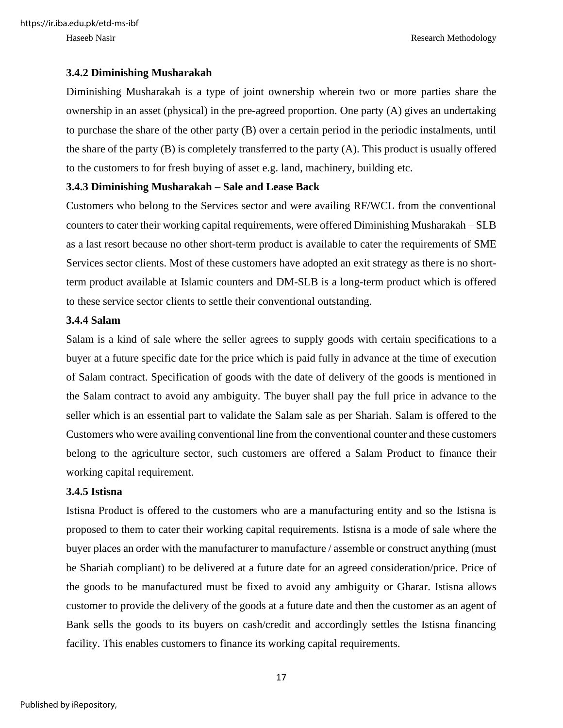### 3.4.2 Diminishing Musharakah

Diminishing Musharakah is a type of joint ownership wherein two or more parties share the ownership in an asset (physical) in the pre-agreed proportion. One party (A) gives an undertaking to purchase the share of the other party (B) over a certain period in the periodic instalments, until the share of the party (B) is completely transferred to the party (A). This product is usually offered to the customers to for fresh buying of asset e.g. land, machinery, building etc.

### 3.4.3 Diminishing Musharakah – Sale and Lease Back

Customers who belong to the Services sector and were availing RF/WCL from the conventional counters to cater their working capital requirements, were offered Diminishing Musharakah – SLB as a last resort because no other short-term product is available to cater the requirements of SME Services sector clients. Most of these customers have adopted an exit strategy as there is no short-term product available at Islamic counters and DM-SLB is a long-term product which is offered to these service sector clients to settle their conventional outstanding.

### 3.4.4 Salam

Salam is a kind of sale where the seller agrees to supply goods with certain specifications to a buyer at a future specific date for the price which is paid fully in advance at the time of execution of Salam contract. Specification of goods with the date of delivery of the goods is mentioned in the Salam contract to avoid any ambiguity. The buyer shall pay the full price in advance to the seller which is an essential part to validate the Salam sale as per Shariah. Salam is offered to the Customers who were availing conventional line from the conventional counter and these customers belong to the agriculture sector, such customers are offered a Salam Product to finance their working capital requirement.

### 3.4.5 Istisna

Istisna Product is offered to the customers who are a manufacturing entity and so the Istisna is proposed to them to cater their working capital requirements. Istisna is a mode of sale where the buyer places an order with the manufacturer to manufacture / assemble or construct anything (must be Shariah compliant) to be delivered at a future date for an agreed consideration/price. Price of the goods to be manufactured must be fixed to avoid any ambiguity or Gharar. Istisna allows customer to provide the delivery of the goods at a future date and then the customer as an agent of Bank sells the goods to its buyers on cash/credit and accordingly settles the Istisna financing facility. This enables customers to finance its working capital requirements.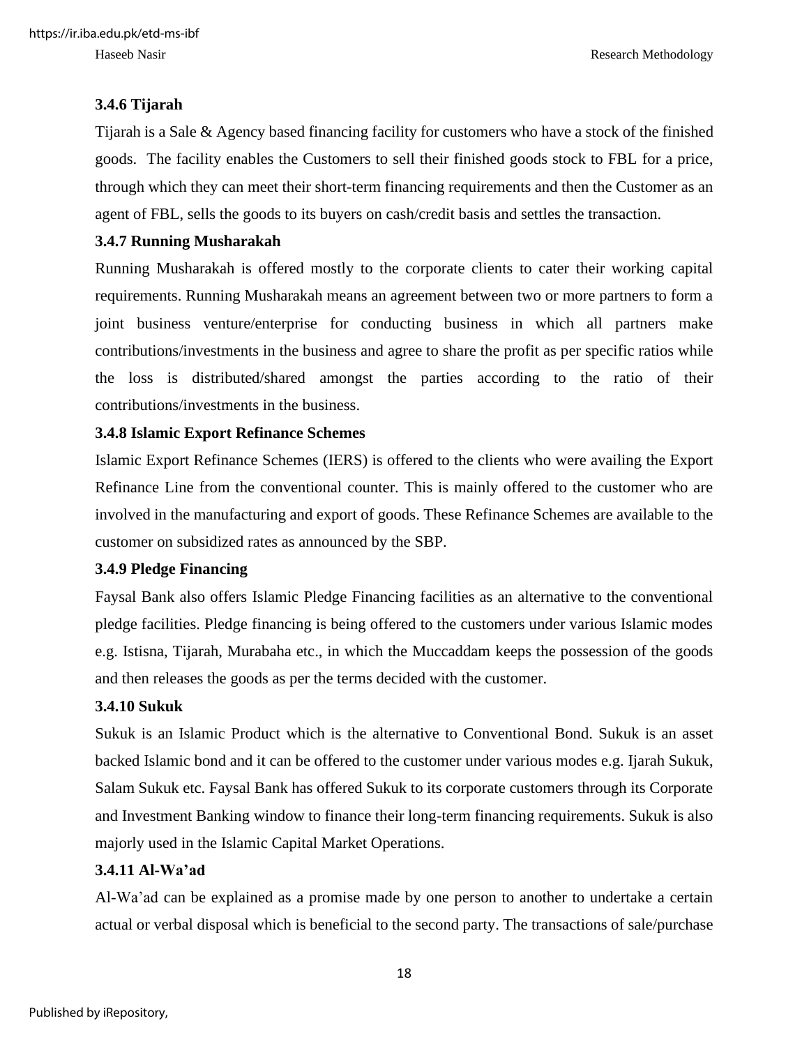### 3.4.6 Tijarah

Tijarah is a Sale & Agency based financing facility for customers who have a stock of the finished goods. The facility enables the Customers to sell their finished goods stock to FBL for a price, through which they can meet their short-term financing requirements and then the Customer as an agent of FBL, sells the goods to its buyers on cash/credit basis and settles the transaction.

### 3.4.7 Running Musharakah

Running Musharakah is offered mostly to the corporate clients to cater their working capital requirements. Running Musharakah means an agreement between two or more partners to form a joint business venture/enterprise for conducting business in which all partners make contributions/investments in the business and agree to share the profit as per specific ratios while the loss is distributed/shared amongst the parties according to the ratio of their contributions/investments in the business.

### 3.4.8 Islamic Export Refinance Schemes

Islamic Export Refinance Schemes (IERS) is offered to the clients who were availing the Export Refinance Line from the conventional counter. This is mainly offered to the customer who are involved in the manufacturing and export of goods. These Refinance Schemes are available to the customer on subsidized rates as announced by the SBP.

### 3.4.9 Pledge Financing

Faysal Bank also offers Islamic Pledge Financing facilities as an alternative to the conventional pledge facilities. Pledge financing is being offered to the customers under various Islamic modes e.g. Istisna, Tijarah, Murabaha etc., in which the Muccaddam keeps the possession of the goods and then releases the goods as per the terms decided with the customer.

### 3.4.10 Sukuk

Sukuk is an Islamic Product which is the alternative to Conventional Bond. Sukuk is an asset backed Islamic bond and it can be offered to the customer under various modes e.g. Ijarah Sukuk, Salam Sukuk etc. Faysal Bank has offered Sukuk to its corporate customers through its Corporate and Investment Banking window to finance their long-term financing requirements. Sukuk is also majorly used in the Islamic Capital Market Operations.

### 3.4.11 Al-Wa'ad

Al-Wa'ad can be explained as a promise made by one person to another to undertake a certain actual or verbal disposal which is beneficial to the second party. The transactions of sale/purchase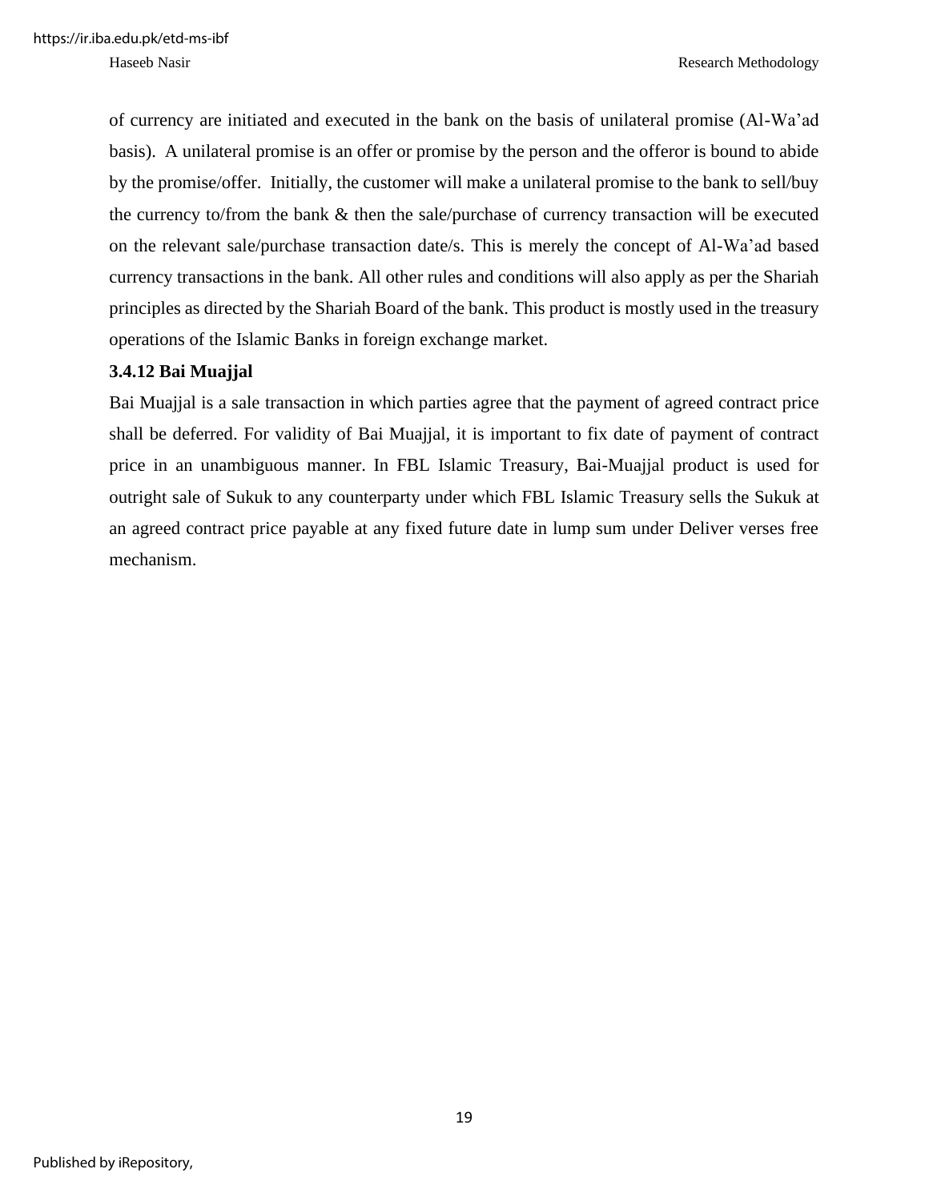of currency are initiated and executed in the bank on the basis of unilateral promise (Al-Wa'ad basis). A unilateral promise is an offer or promise by the person and the offeror is bound to abide by the promise/offer. Initially, the customer will make a unilateral promise to the bank to sell/buy the currency to/from the bank & then the sale/purchase of currency transaction will be executed on the relevant sale/purchase transaction date/s. This is merely the concept of Al-Wa'ad based currency transactions in the bank. All other rules and conditions will also apply as per the Shariah principles as directed by the Shariah Board of the bank. This product is mostly used in the treasury operations of the Islamic Banks in foreign exchange market.

### 3.4.12 Bai Muajjal

Bai Muajjal is a sale transaction in which parties agree that the payment of agreed contract price shall be deferred. For validity of Bai Muajjal, it is important to fix date of payment of contract price in an unambiguous manner. In FBL Islamic Treasury, Bai-Muajjal product is used for outright sale of Sukuk to any counterparty under which FBL Islamic Treasury sells the Sukuk at an agreed contract price payable at any fixed future date in lump sum under Deliver verses free mechanism.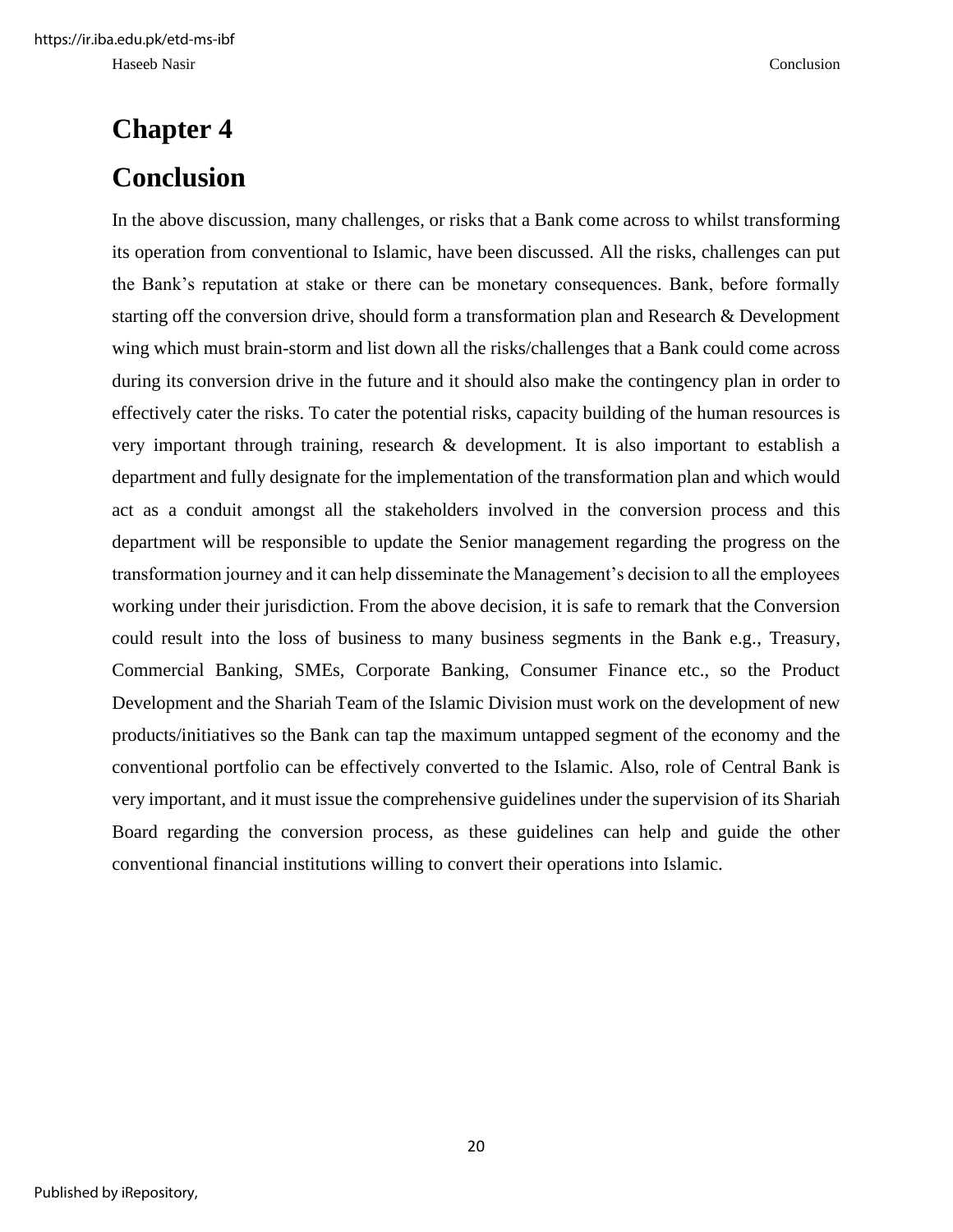# Chapter 4

# Conclusion

In the above discussion, many challenges, or risks that a Bank come across to whilst transforming its operation from conventional to Islamic, have been discussed. All the risks, challenges can put the Bank's reputation at stake or there can be monetary consequences. Bank, before formally starting off the conversion drive, should form a transformation plan and Research & Development wing which must brain-storm and list down all the risks/challenges that a Bank could come across during its conversion drive in the future and it should also make the contingency plan in order to effectively cater the risks. To cater the potential risks, capacity building of the human resources is very important through training, research & development. It is also important to establish a department and fully designate for the implementation of the transformation plan and which would act as a conduit amongst all the stakeholders involved in the conversion process and this department will be responsible to update the Senior management regarding the progress on the transformation journey and it can help disseminate the Management's decision to all the employees working under their jurisdiction. From the above decision, it is safe to remark that the Conversion could result into the loss of business to many business segments in the Bank e.g., Treasury, Commercial Banking, SMEs, Corporate Banking, Consumer Finance etc., so the Product Development and the Shariah Team of the Islamic Division must work on the development of new products/initiatives so the Bank can tap the maximum untapped segment of the economy and the conventional portfolio can be effectively converted to the Islamic. Also, role of Central Bank is very important, and it must issue the comprehensive guidelines under the supervision of its Shariah Board regarding the conversion process, as these guidelines can help and guide the other conventional financial institutions willing to convert their operations into Islamic.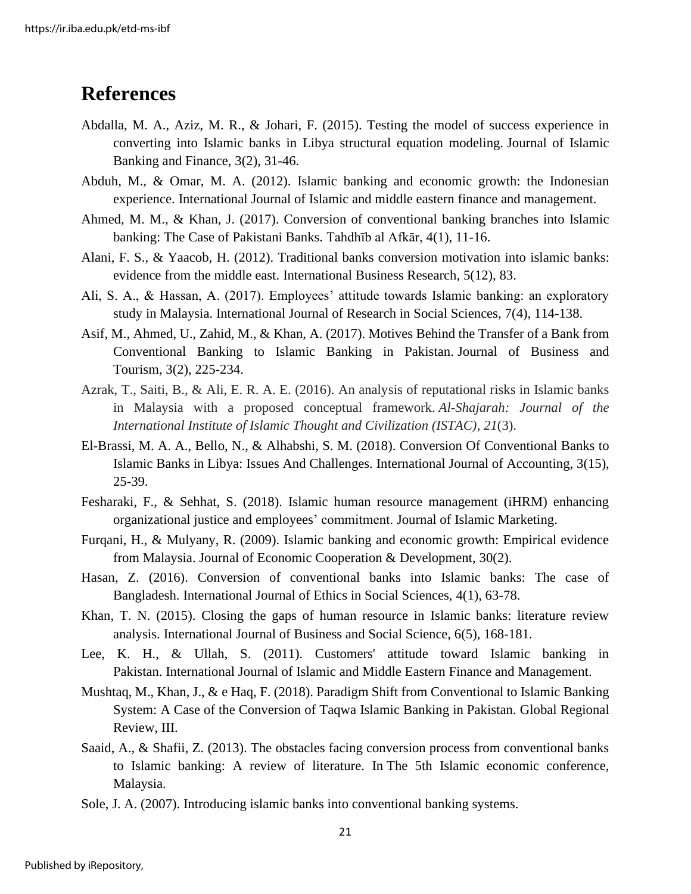# References

Abdalla, M. A., Aziz, M. R., & Johari, F. (2015). Testing the model of success experience in converting into Islamic banks in Libya structural equation modeling. Journal of Islamic Banking and Finance, 3(2), 31-46.

Abduh, M., & Omar, M. A. (2012). Islamic banking and economic growth: the Indonesian experience. International Journal of Islamic and middle eastern finance and management.

Ahmed, M. M., & Khan, J. (2017). Conversion of conventional banking branches into Islamic banking: The Case of Pakistani Banks. Tahdhīb al Afkār, 4(1), 11-16.

Alani, F. S., & Yaacob, H. (2012). Traditional banks conversion motivation into islamic banks: evidence from the middle east. International Business Research, 5(12), 83.

Ali, S. A., & Hassan, A. (2017). Employees' attitude towards Islamic banking: an exploratory study in Malaysia. International Journal of Research in Social Sciences, 7(4), 114-138.

Asif, M., Ahmed, U., Zahid, M., & Khan, A. (2017). Motives Behind the Transfer of a Bank from Conventional Banking to Islamic Banking in Pakistan. Journal of Business and Tourism, 3(2), 225-234.

Azrak, T., Saiti, B., & Ali, E. R. A. E. (2016). An analysis of reputational risks in Islamic banks in Malaysia with a proposed conceptual framework. *Al-Shajarah: Journal of the International Institute of Islamic Thought and Civilization (ISTAC)*, *21*(3).

El-Brassi, M. A. A., Bello, N., & Alhabshi, S. M. (2018). Conversion Of Conventional Banks to Islamic Banks in Libya: Issues And Challenges. International Journal of Accounting, 3(15), 25-39.

Fesharaki, F., & Sehhat, S. (2018). Islamic human resource management (iHRM) enhancing organizational justice and employees' commitment. Journal of Islamic Marketing.

Furqani, H., & Mulyany, R. (2009). Islamic banking and economic growth: Empirical evidence from Malaysia. Journal of Economic Cooperation & Development, 30(2).

Hasan, Z. (2016). Conversion of conventional banks into Islamic banks: The case of Bangladesh. International Journal of Ethics in Social Sciences, 4(1), 63-78.

Khan, T. N. (2015). Closing the gaps of human resource in Islamic banks: literature review analysis. International Journal of Business and Social Science, 6(5), 168-181.

Lee, K. H., & Ullah, S. (2011). Customers' attitude toward Islamic banking in Pakistan. International Journal of Islamic and Middle Eastern Finance and Management.

Mushtaq, M., Khan, J., & e Haq, F. (2018). Paradigm Shift from Conventional to Islamic Banking System: A Case of the Conversion of Taqwa Islamic Banking in Pakistan. Global Regional Review, III.

Saaid, A., & Shafii, Z. (2013). The obstacles facing conversion process from conventional banks to Islamic banking: A review of literature. In The 5th Islamic economic conference, Malaysia.

Sole, J. A. (2007). Introducing islamic banks into conventional banking systems.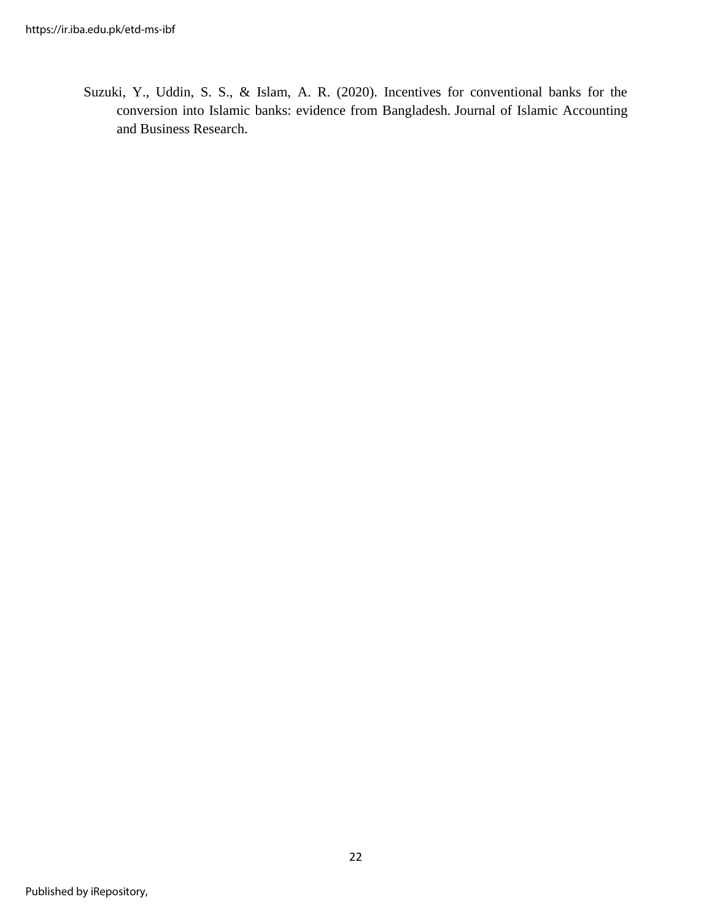Suzuki, Y., Uddin, S. S., & Islam, A. R. (2020). Incentives for conventional banks for the conversion into Islamic banks: evidence from Bangladesh. Journal of Islamic Accounting and Business Research.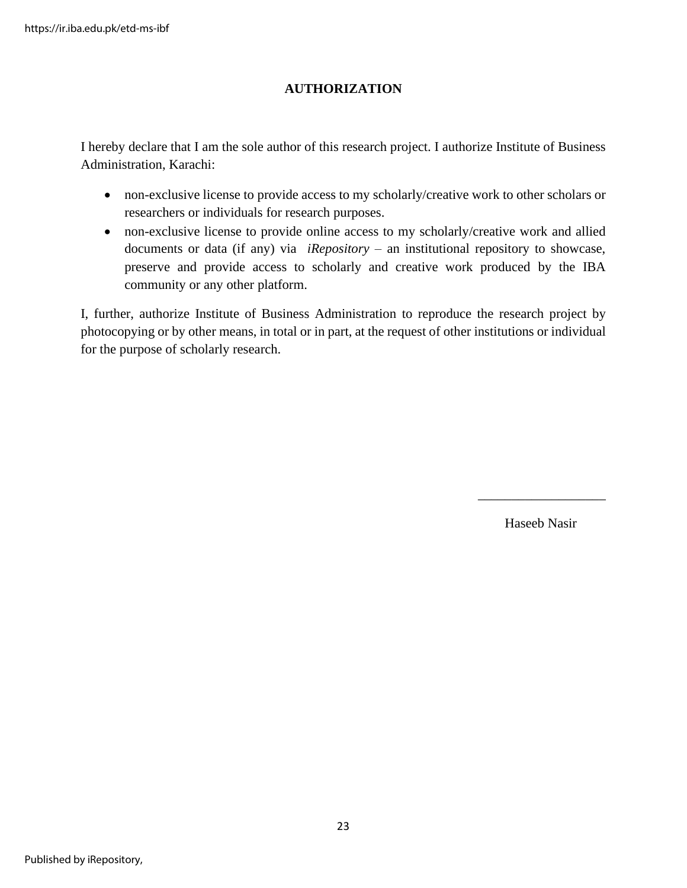## AUTHORIZATION

I hereby declare that I am the sole author of this research project. I authorize Institute of Business Administration, Karachi:

- non-exclusive license to provide access to my scholarly/creative work to other scholars or researchers or individuals for research purposes.
- non-exclusive license to provide online access to my scholarly/creative work and allied documents or data (if any) via *iRepository* – an institutional repository to showcase, preserve and provide access to scholarly and creative work produced by the IBA community or any other platform.

I, further, authorize Institute of Business Administration to reproduce the research project by photocopying or by other means, in total or in part, at the request of other institutions or individual for the purpose of scholarly research.

___________________

Haseeb Nasir